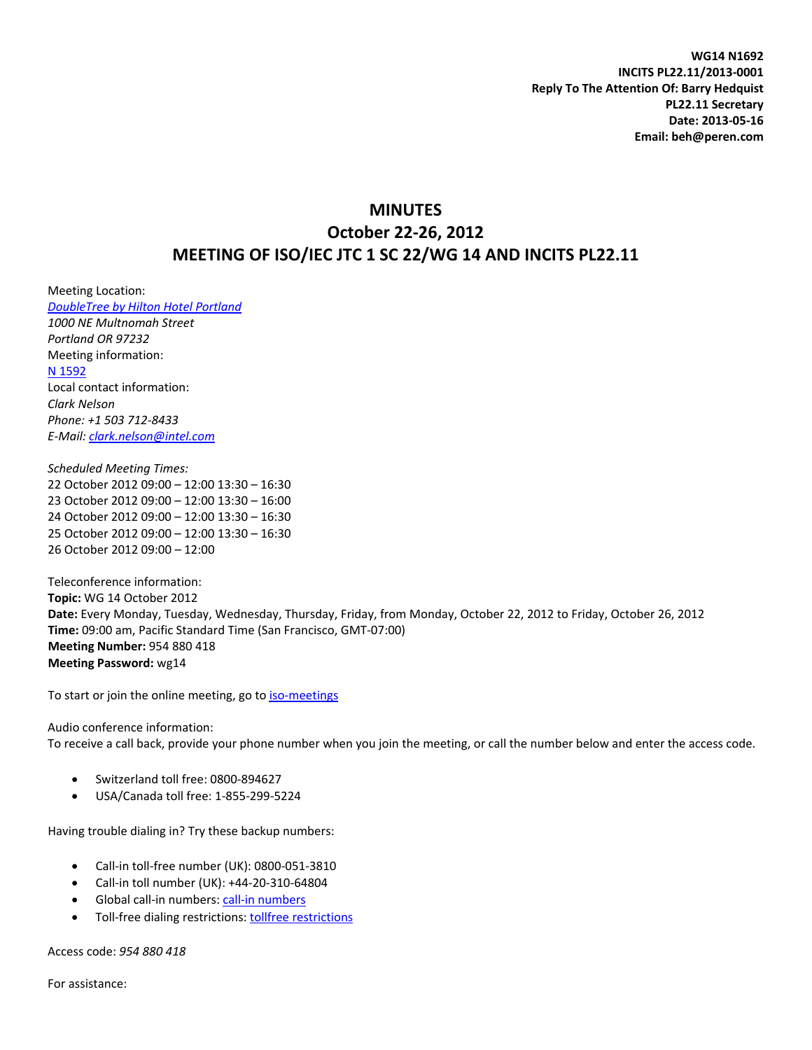**WG14 N1692**
**INCITS PL22.11/2013-0001**
**Reply To The Attention Of: Barry Hedquist**
**PL22.11 Secretary**
**Date: 2013-05-16**
**Email: beh@peren.com**

# MINUTES
## October 22-26, 2012
## MEETING OF ISO/IEC JTC 1 SC 22/WG 14 AND INCITS PL22.11

Meeting Location:
*DoubleTree by Hilton Hotel Portland*
*1000 NE Multnomah Street*
*Portland OR 97232*
Meeting information:
N 1592
Local contact information:
*Clark Nelson*
*Phone: +1 503 712-8433*
*E-Mail: clark.nelson@intel.com*

*Scheduled Meeting Times:*
22 October 2012 09:00 – 12:00 13:30 – 16:30
23 October 2012 09:00 – 12:00 13:30 – 16:00
24 October 2012 09:00 – 12:00 13:30 – 16:30
25 October 2012 09:00 – 12:00 13:30 – 16:30
26 October 2012 09:00 – 12:00

Teleconference information:
**Topic:** WG 14 October 2012
**Date:** Every Monday, Tuesday, Wednesday, Thursday, Friday, from Monday, October 22, 2012 to Friday, October 26, 2012
**Time:** 09:00 am, Pacific Standard Time (San Francisco, GMT-07:00)
**Meeting Number:** 954 880 418
**Meeting Password:** wg14

To start or join the online meeting, go to iso-meetings

Audio conference information:
To receive a call back, provide your phone number when you join the meeting, or call the number below and enter the access code.

- Switzerland toll free: 0800-894627
- USA/Canada toll free: 1-855-299-5224

Having trouble dialing in? Try these backup numbers:

- Call-in toll-free number (UK): 0800-051-3810
- Call-in toll number (UK): +44-20-310-64804
- Global call-in numbers: call-in numbers
- Toll-free dialing restrictions: tollfree restrictions

Access code: *954 880 418*

For assistance: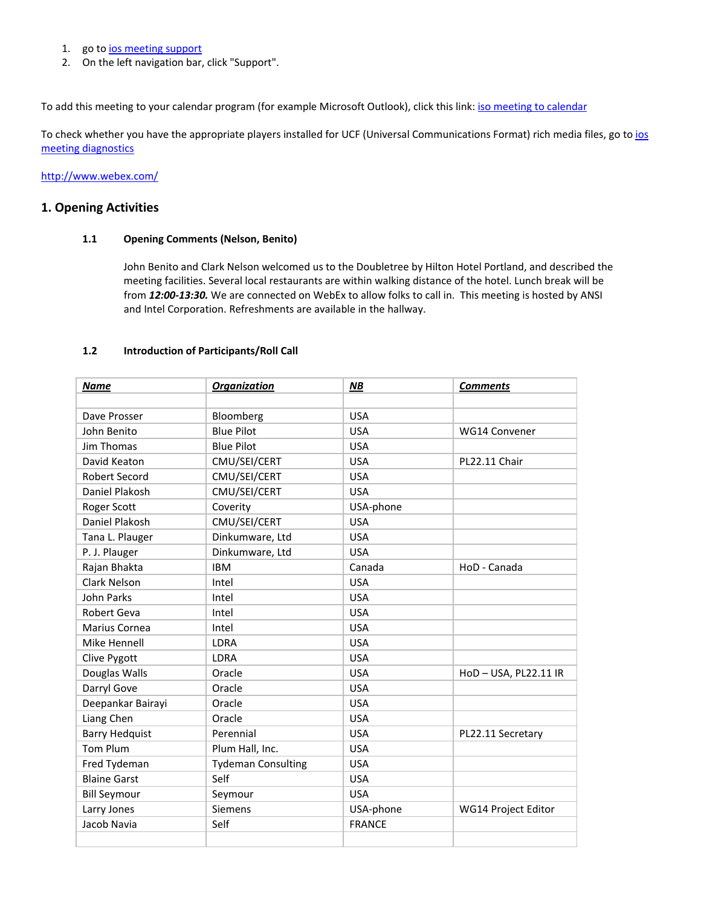1. go to [ios meeting support]()
2. On the left navigation bar, click "Support".

To add this meeting to your calendar program (for example Microsoft Outlook), click this link: [iso meeting to calendar]()

To check whether you have the appropriate players installed for UCF (Universal Communications Format) rich media files, go to [ios meeting diagnostics]()

http://www.webex.com/

## 1. Opening Activities

### 1.1 Opening Comments (Nelson, Benito)

John Benito and Clark Nelson welcomed us to the Doubletree by Hilton Hotel Portland, and described the meeting facilities. Several local restaurants are within walking distance of the hotel. Lunch break will be from ***12:00-13:30.*** We are connected on WebEx to allow folks to call in. This meeting is hosted by ANSI and Intel Corporation. Refreshments are available in the hallway.

### 1.2 Introduction of Participants/Roll Call

| Name | Organization | NB | Comments |
|---|---|---|---|
| | | | |
| Dave Prosser | Bloomberg | USA | |
| John Benito | Blue Pilot | USA | WG14 Convener |
| Jim Thomas | Blue Pilot | USA | |
| David Keaton | CMU/SEI/CERT | USA | PL22.11 Chair |
| Robert Secord | CMU/SEI/CERT | USA | |
| Daniel Plakosh | CMU/SEI/CERT | USA | |
| Roger Scott | Coverity | USA-phone | |
| Daniel Plakosh | CMU/SEI/CERT | USA | |
| Tana L. Plauger | Dinkumware, Ltd | USA | |
| P. J. Plauger | Dinkumware, Ltd | USA | |
| Rajan Bhakta | IBM | Canada | HoD - Canada |
| Clark Nelson | Intel | USA | |
| John Parks | Intel | USA | |
| Robert Geva | Intel | USA | |
| Marius Cornea | Intel | USA | |
| Mike Hennell | LDRA | USA | |
| Clive Pygott | LDRA | USA | |
| Douglas Walls | Oracle | USA | HoD – USA, PL22.11 IR |
| Darryl Gove | Oracle | USA | |
| Deepankar Bairayi | Oracle | USA | |
| Liang Chen | Oracle | USA | |
| Barry Hedquist | Perennial | USA | PL22.11 Secretary |
| Tom Plum | Plum Hall, Inc. | USA | |
| Fred Tydeman | Tydeman Consulting | USA | |
| Blaine Garst | Self | USA | |
| Bill Seymour | Seymour | USA | |
| Larry Jones | Siemens | USA-phone | WG14 Project Editor |
| Jacob Navia | Self | FRANCE | |
| | | | |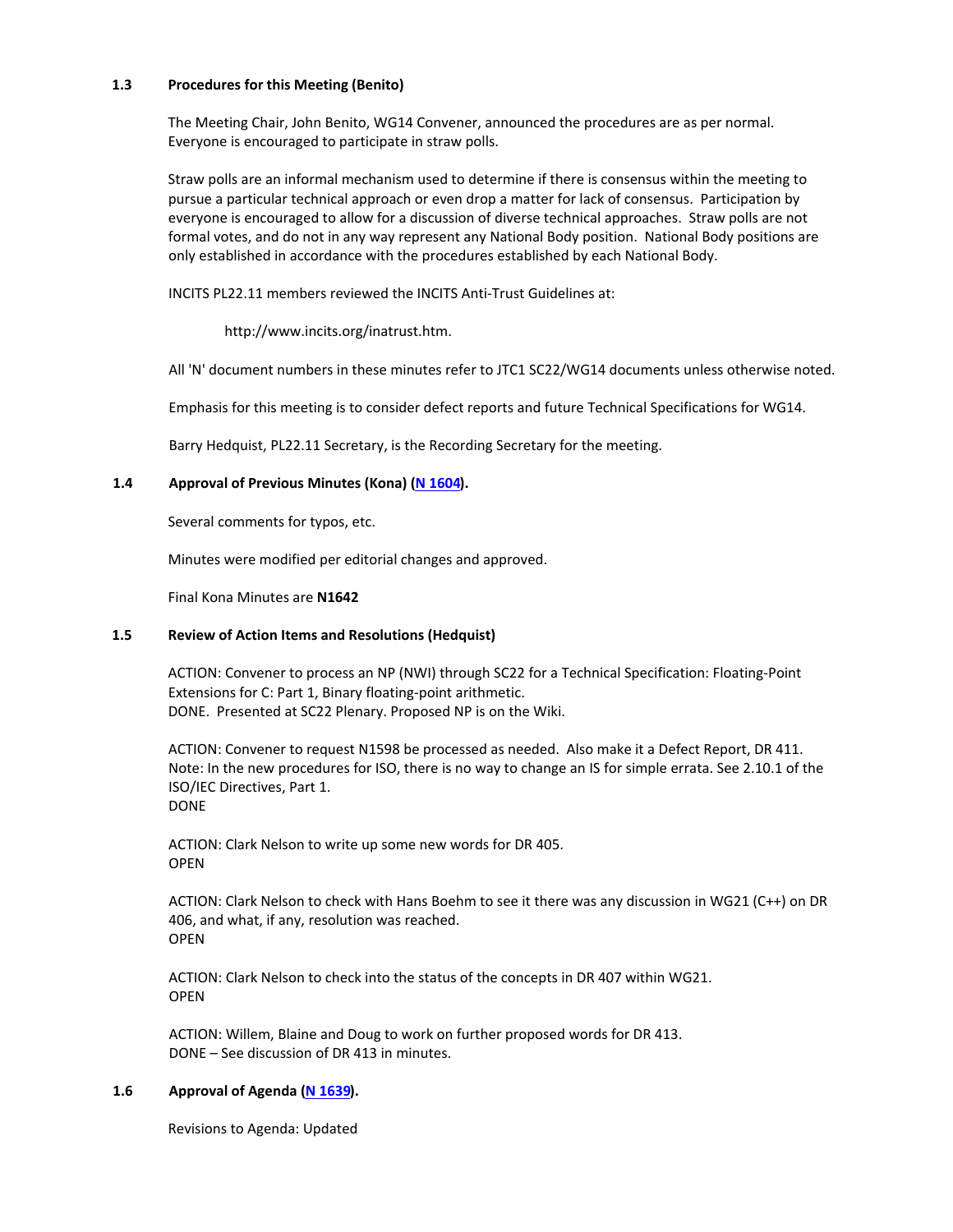### 1.3 Procedures for this Meeting (Benito)

The Meeting Chair, John Benito, WG14 Convener, announced the procedures are as per normal. Everyone is encouraged to participate in straw polls.

Straw polls are an informal mechanism used to determine if there is consensus within the meeting to pursue a particular technical approach or even drop a matter for lack of consensus. Participation by everyone is encouraged to allow for a discussion of diverse technical approaches. Straw polls are not formal votes, and do not in any way represent any National Body position. National Body positions are only established in accordance with the procedures established by each National Body.

INCITS PL22.11 members reviewed the INCITS Anti-Trust Guidelines at:

http://www.incits.org/inatrust.htm.

All 'N' document numbers in these minutes refer to JTC1 SC22/WG14 documents unless otherwise noted.

Emphasis for this meeting is to consider defect reports and future Technical Specifications for WG14.

Barry Hedquist, PL22.11 Secretary, is the Recording Secretary for the meeting.

### 1.4 Approval of Previous Minutes (Kona) (N 1604).

Several comments for typos, etc.

Minutes were modified per editorial changes and approved.

Final Kona Minutes are **N1642**

### 1.5 Review of Action Items and Resolutions (Hedquist)

ACTION: Convener to process an NP (NWI) through SC22 for a Technical Specification: Floating-Point Extensions for C: Part 1, Binary floating-point arithmetic.
DONE. Presented at SC22 Plenary. Proposed NP is on the Wiki.

ACTION: Convener to request N1598 be processed as needed. Also make it a Defect Report, DR 411.
Note: In the new procedures for ISO, there is no way to change an IS for simple errata. See 2.10.1 of the ISO/IEC Directives, Part 1.
DONE

ACTION: Clark Nelson to write up some new words for DR 405.
OPEN

ACTION: Clark Nelson to check with Hans Boehm to see it there was any discussion in WG21 (C++) on DR 406, and what, if any, resolution was reached.
OPEN

ACTION: Clark Nelson to check into the status of the concepts in DR 407 within WG21.
OPEN

ACTION: Willem, Blaine and Doug to work on further proposed words for DR 413.
DONE – See discussion of DR 413 in minutes.

### 1.6 Approval of Agenda (N 1639).

Revisions to Agenda: Updated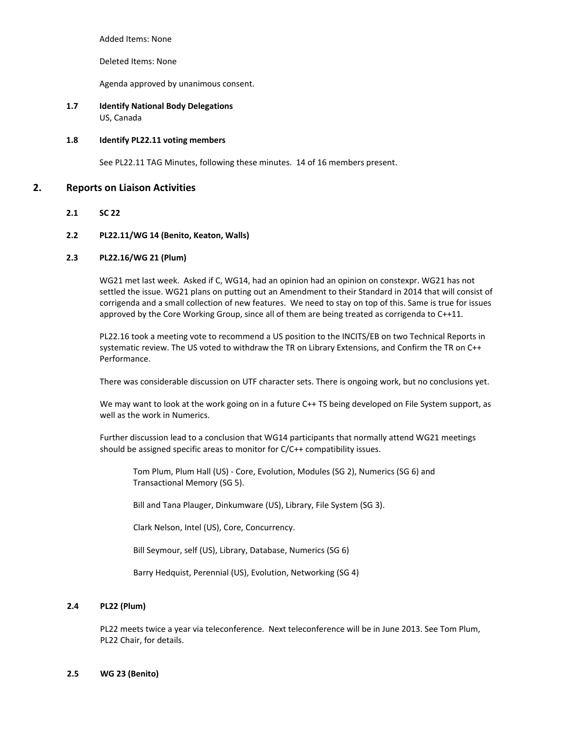Added Items: None

Deleted Items: None

Agenda approved by unanimous consent.

### 1.7 Identify National Body Delegations

US, Canada

### 1.8 Identify PL22.11 voting members

See PL22.11 TAG Minutes, following these minutes. 14 of 16 members present.

## 2. Reports on Liaison Activities

### 2.1 SC 22

### 2.2 PL22.11/WG 14 (Benito, Keaton, Walls)

### 2.3 PL22.16/WG 21 (Plum)

WG21 met last week. Asked if C, WG14, had an opinion had an opinion on constexpr. WG21 has not settled the issue. WG21 plans on putting out an Amendment to their Standard in 2014 that will consist of corrigenda and a small collection of new features. We need to stay on top of this. Same is true for issues approved by the Core Working Group, since all of them are being treated as corrigenda to C++11.

PL22.16 took a meeting vote to recommend a US position to the INCITS/EB on two Technical Reports in systematic review. The US voted to withdraw the TR on Library Extensions, and Confirm the TR on C++ Performance.

There was considerable discussion on UTF character sets. There is ongoing work, but no conclusions yet.

We may want to look at the work going on in a future C++ TS being developed on File System support, as well as the work in Numerics.

Further discussion lead to a conclusion that WG14 participants that normally attend WG21 meetings should be assigned specific areas to monitor for C/C++ compatibility issues.

Tom Plum, Plum Hall (US) - Core, Evolution, Modules (SG 2), Numerics (SG 6) and Transactional Memory (SG 5).

Bill and Tana Plauger, Dinkumware (US), Library, File System (SG 3).

Clark Nelson, Intel (US), Core, Concurrency.

Bill Seymour, self (US), Library, Database, Numerics (SG 6)

Barry Hedquist, Perennial (US), Evolution, Networking (SG 4)

### 2.4 PL22 (Plum)

PL22 meets twice a year via teleconference. Next teleconference will be in June 2013. See Tom Plum, PL22 Chair, for details.

### 2.5 WG 23 (Benito)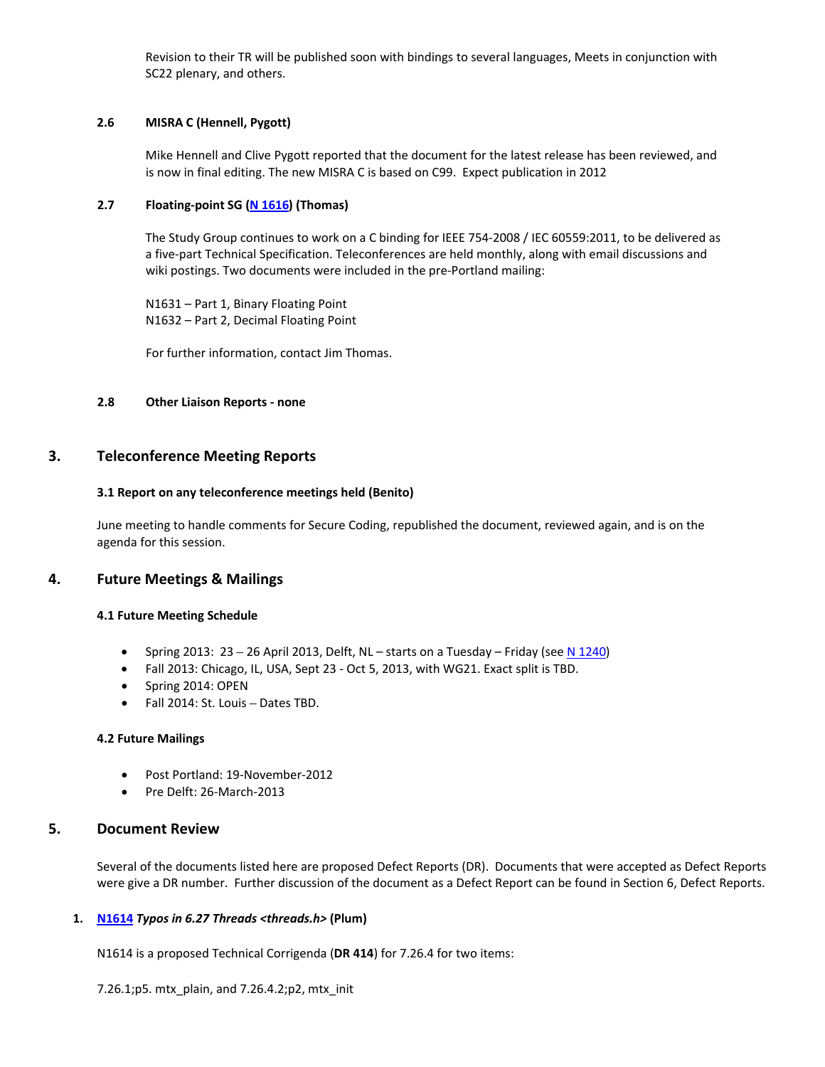Revision to their TR will be published soon with bindings to several languages, Meets in conjunction with SC22 plenary, and others.

#### 2.6 MISRA C (Hennell, Pygott)

Mike Hennell and Clive Pygott reported that the document for the latest release has been reviewed, and is now in final editing. The new MISRA C is based on C99. Expect publication in 2012

#### 2.7 Floating-point SG (N 1616) (Thomas)

The Study Group continues to work on a C binding for IEEE 754-2008 / IEC 60559:2011, to be delivered as a five-part Technical Specification. Teleconferences are held monthly, along with email discussions and wiki postings. Two documents were included in the pre-Portland mailing:

N1631 – Part 1, Binary Floating Point
N1632 – Part 2, Decimal Floating Point

For further information, contact Jim Thomas.

#### 2.8 Other Liaison Reports - none

## 3. Teleconference Meeting Reports

#### 3.1 Report on any teleconference meetings held (Benito)

June meeting to handle comments for Secure Coding, republished the document, reviewed again, and is on the agenda for this session.

## 4. Future Meetings & Mailings

#### 4.1 Future Meeting Schedule

- Spring 2013: 23 – 26 April 2013, Delft, NL – starts on a Tuesday – Friday (see N 1240)
- Fall 2013: Chicago, IL, USA, Sept 23 - Oct 5, 2013, with WG21. Exact split is TBD.
- Spring 2014: OPEN
- Fall 2014: St. Louis – Dates TBD.

#### 4.2 Future Mailings

- Post Portland: 19-November-2012
- Pre Delft: 26-March-2013

## 5. Document Review

Several of the documents listed here are proposed Defect Reports (DR). Documents that were accepted as Defect Reports were give a DR number. Further discussion of the document as a Defect Report can be found in Section 6, Defect Reports.

1. **N1614 *Typos in 6.27 Threads <threads.h>* (Plum)**

N1614 is a proposed Technical Corrigenda (**DR 414**) for 7.26.4 for two items:

7.26.1;p5. mtx_plain, and 7.26.4.2;p2, mtx_init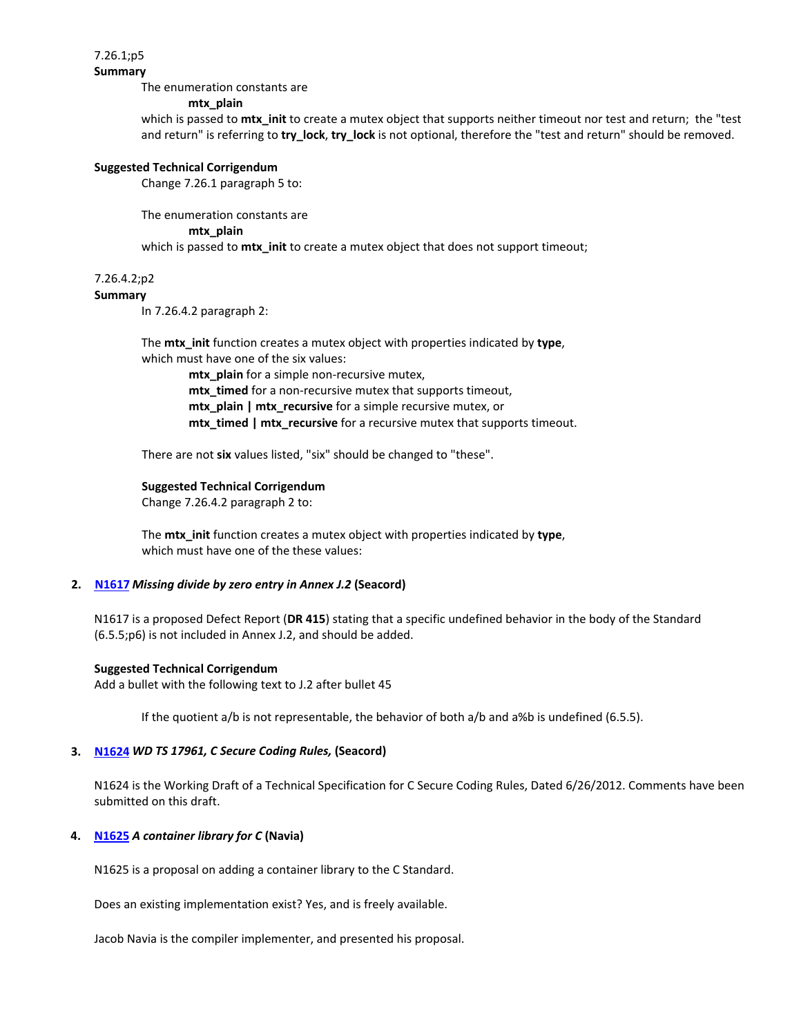7.26.1;p5

**Summary**

The enumeration constants are

**mtx_plain**

which is passed to **mtx_init** to create a mutex object that supports neither timeout nor test and return; the "test and return" is referring to **try_lock**, **try_lock** is not optional, therefore the "test and return" should be removed.

**Suggested Technical Corrigendum**

Change 7.26.1 paragraph 5 to:

The enumeration constants are

**mtx_plain**

which is passed to **mtx_init** to create a mutex object that does not support timeout;

7.26.4.2;p2

**Summary**

In 7.26.4.2 paragraph 2:

The **mtx_init** function creates a mutex object with properties indicated by **type**, which must have one of the six values:

**mtx_plain** for a simple non-recursive mutex,
**mtx_timed** for a non-recursive mutex that supports timeout,
**mtx_plain | mtx_recursive** for a simple recursive mutex, or
**mtx_timed | mtx_recursive** for a recursive mutex that supports timeout.

There are not **six** values listed, "six" should be changed to "these".

**Suggested Technical Corrigendum**

Change 7.26.4.2 paragraph 2 to:

The **mtx_init** function creates a mutex object with properties indicated by **type**, which must have one of the these values:

2. **N1617** ***Missing divide by zero entry in Annex J.2*** **(Seacord)**

N1617 is a proposed Defect Report (**DR 415**) stating that a specific undefined behavior in the body of the Standard (6.5.5;p6) is not included in Annex J.2, and should be added.

**Suggested Technical Corrigendum**

Add a bullet with the following text to J.2 after bullet 45

If the quotient a/b is not representable, the behavior of both a/b and a%b is undefined (6.5.5).

3. **N1624** ***WD TS 17961, C Secure Coding Rules,*** **(Seacord)**

N1624 is the Working Draft of a Technical Specification for C Secure Coding Rules, Dated 6/26/2012. Comments have been submitted on this draft.

4. **N1625** ***A container library for C*** **(Navia)**

N1625 is a proposal on adding a container library to the C Standard.

Does an existing implementation exist? Yes, and is freely available.

Jacob Navia is the compiler implementer, and presented his proposal.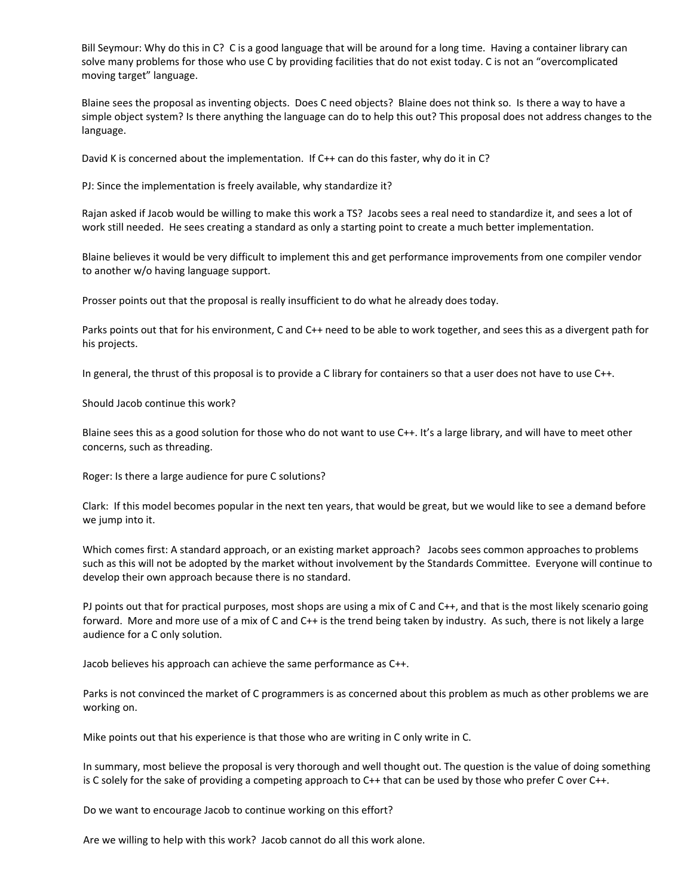Bill Seymour: Why do this in C? C is a good language that will be around for a long time. Having a container library can solve many problems for those who use C by providing facilities that do not exist today. C is not an "overcomplicated moving target" language.

Blaine sees the proposal as inventing objects. Does C need objects? Blaine does not think so. Is there a way to have a simple object system? Is there anything the language can do to help this out? This proposal does not address changes to the language.

David K is concerned about the implementation. If C++ can do this faster, why do it in C?

PJ: Since the implementation is freely available, why standardize it?

Rajan asked if Jacob would be willing to make this work a TS? Jacobs sees a real need to standardize it, and sees a lot of work still needed. He sees creating a standard as only a starting point to create a much better implementation.

Blaine believes it would be very difficult to implement this and get performance improvements from one compiler vendor to another w/o having language support.

Prosser points out that the proposal is really insufficient to do what he already does today.

Parks points out that for his environment, C and C++ need to be able to work together, and sees this as a divergent path for his projects.

In general, the thrust of this proposal is to provide a C library for containers so that a user does not have to use C++.

Should Jacob continue this work?

Blaine sees this as a good solution for those who do not want to use C++. It's a large library, and will have to meet other concerns, such as threading.

Roger: Is there a large audience for pure C solutions?

Clark: If this model becomes popular in the next ten years, that would be great, but we would like to see a demand before we jump into it.

Which comes first: A standard approach, or an existing market approach? Jacobs sees common approaches to problems such as this will not be adopted by the market without involvement by the Standards Committee. Everyone will continue to develop their own approach because there is no standard.

PJ points out that for practical purposes, most shops are using a mix of C and C++, and that is the most likely scenario going forward. More and more use of a mix of C and C++ is the trend being taken by industry. As such, there is not likely a large audience for a C only solution.

Jacob believes his approach can achieve the same performance as C++.

Parks is not convinced the market of C programmers is as concerned about this problem as much as other problems we are working on.

Mike points out that his experience is that those who are writing in C only write in C.

In summary, most believe the proposal is very thorough and well thought out. The question is the value of doing something is C solely for the sake of providing a competing approach to C++ that can be used by those who prefer C over C++.

Do we want to encourage Jacob to continue working on this effort?

Are we willing to help with this work? Jacob cannot do all this work alone.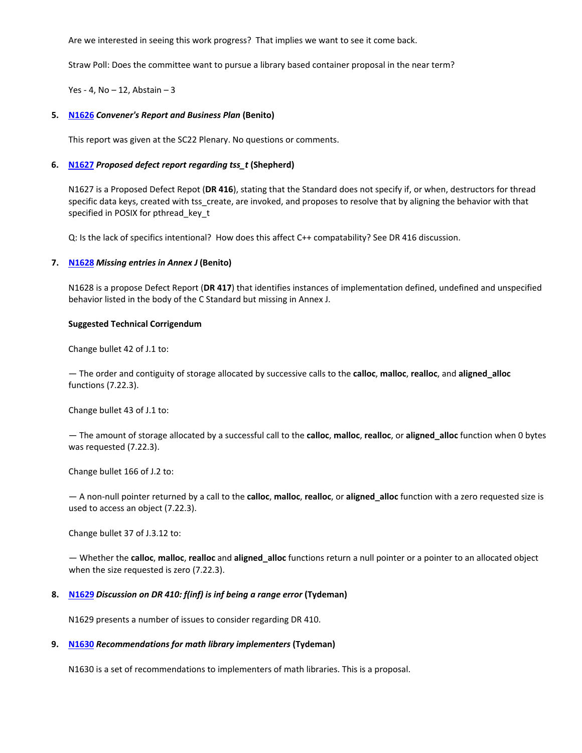Are we interested in seeing this work progress? That implies we want to see it come back.

Straw Poll: Does the committee want to pursue a library based container proposal in the near term?

Yes - 4, No – 12, Abstain – 3

5. **N1626** ***Convener's Report and Business Plan*** **(Benito)**

   This report was given at the SC22 Plenary. No questions or comments.

6. **N1627** ***Proposed defect report regarding tss_t*** **(Shepherd)**

   N1627 is a Proposed Defect Repot (**DR 416**), stating that the Standard does not specify if, or when, destructors for thread specific data keys, created with tss_create, are invoked, and proposes to resolve that by aligning the behavior with that specified in POSIX for pthread_key_t

   Q: Is the lack of specifics intentional? How does this affect C++ compatability? See DR 416 discussion.

7. **N1628** ***Missing entries in Annex J*** **(Benito)**

   N1628 is a propose Defect Report (**DR 417**) that identifies instances of implementation defined, undefined and unspecified behavior listed in the body of the C Standard but missing in Annex J.

   **Suggested Technical Corrigendum**

   Change bullet 42 of J.1 to:

   — The order and contiguity of storage allocated by successive calls to the **calloc**, **malloc**, **realloc**, and **aligned_alloc** functions (7.22.3).

   Change bullet 43 of J.1 to:

   — The amount of storage allocated by a successful call to the **calloc**, **malloc**, **realloc**, or **aligned_alloc** function when 0 bytes was requested (7.22.3).

   Change bullet 166 of J.2 to:

   — A non-null pointer returned by a call to the **calloc**, **malloc**, **realloc**, or **aligned_alloc** function with a zero requested size is used to access an object (7.22.3).

   Change bullet 37 of J.3.12 to:

   — Whether the **calloc**, **malloc**, **realloc** and **aligned_alloc** functions return a null pointer or a pointer to an allocated object when the size requested is zero (7.22.3).

8. **N1629** ***Discussion on DR 410: f(inf) is inf being a range error*** **(Tydeman)**

   N1629 presents a number of issues to consider regarding DR 410.

9. **N1630** ***Recommendations for math library implementers*** **(Tydeman)**

   N1630 is a set of recommendations to implementers of math libraries. This is a proposal.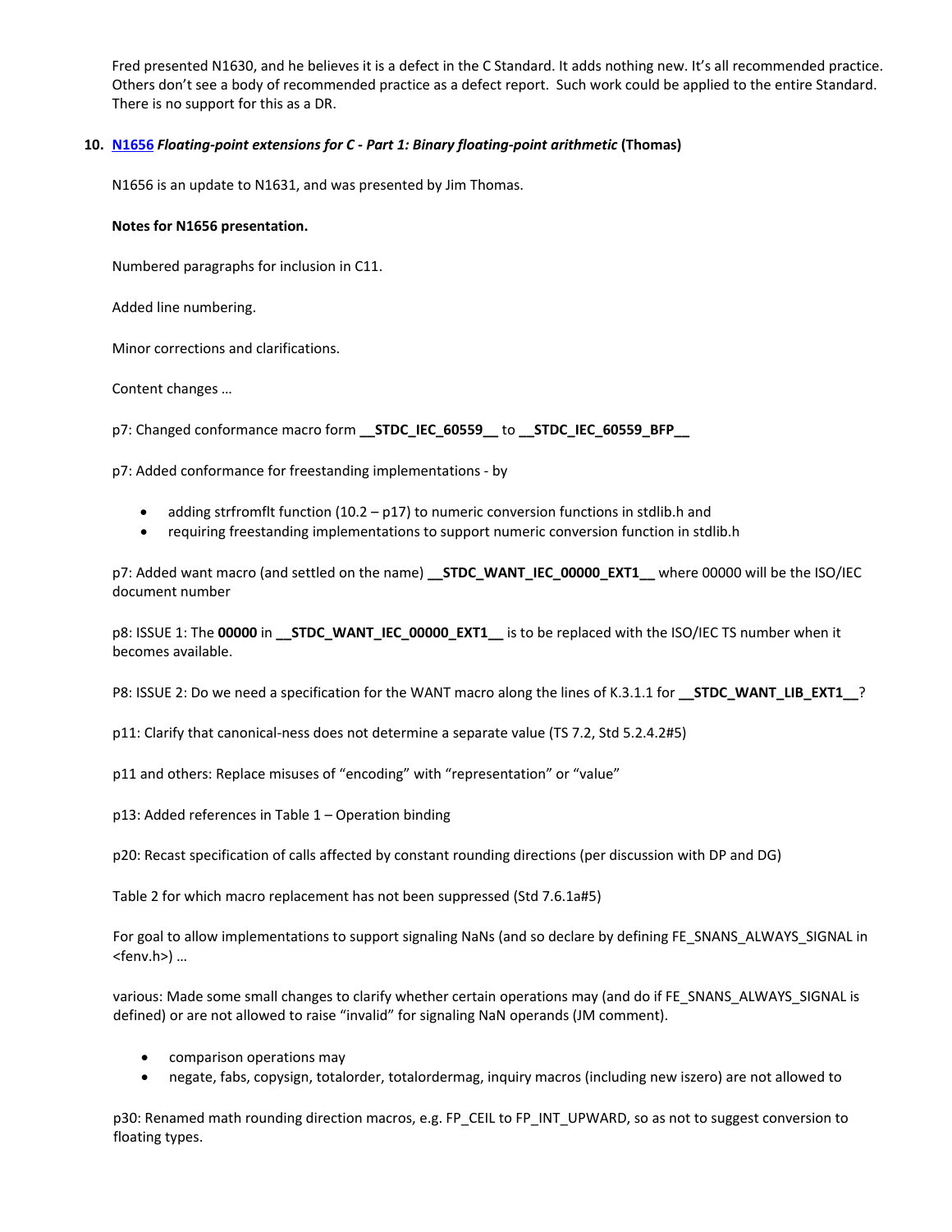Fred presented N1630, and he believes it is a defect in the C Standard. It adds nothing new. It's all recommended practice. Others don't see a body of recommended practice as a defect report. Such work could be applied to the entire Standard. There is no support for this as a DR.

**10. N1656 *Floating-point extensions for C - Part 1: Binary floating-point arithmetic* (Thomas)**

N1656 is an update to N1631, and was presented by Jim Thomas.

**Notes for N1656 presentation.**

Numbered paragraphs for inclusion in C11.

Added line numbering.

Minor corrections and clarifications.

Content changes …

p7: Changed conformance macro form **__STDC_IEC_60559__** to **__STDC_IEC_60559_BFP__**

p7: Added conformance for freestanding implementations - by

- adding strfromflt function (10.2 – p17) to numeric conversion functions in stdlib.h and
- requiring freestanding implementations to support numeric conversion function in stdlib.h

p7: Added want macro (and settled on the name) **__STDC_WANT_IEC_00000_EXT1__** where 00000 will be the ISO/IEC document number

p8: ISSUE 1: The **00000** in **__STDC_WANT_IEC_00000_EXT1__** is to be replaced with the ISO/IEC TS number when it becomes available.

P8: ISSUE 2: Do we need a specification for the WANT macro along the lines of K.3.1.1 for **__STDC_WANT_LIB_EXT1__**?

p11: Clarify that canonical-ness does not determine a separate value (TS 7.2, Std 5.2.4.2#5)

p11 and others: Replace misuses of "encoding" with "representation" or "value"

p13: Added references in Table 1 – Operation binding

p20: Recast specification of calls affected by constant rounding directions (per discussion with DP and DG)

Table 2 for which macro replacement has not been suppressed (Std 7.6.1a#5)

For goal to allow implementations to support signaling NaNs (and so declare by defining FE_SNANS_ALWAYS_SIGNAL in <fenv.h>) …

various: Made some small changes to clarify whether certain operations may (and do if FE_SNANS_ALWAYS_SIGNAL is defined) or are not allowed to raise "invalid" for signaling NaN operands (JM comment).

- comparison operations may
- negate, fabs, copysign, totalorder, totalordermag, inquiry macros (including new iszero) are not allowed to

p30: Renamed math rounding direction macros, e.g. FP_CEIL to FP_INT_UPWARD, so as not to suggest conversion to floating types.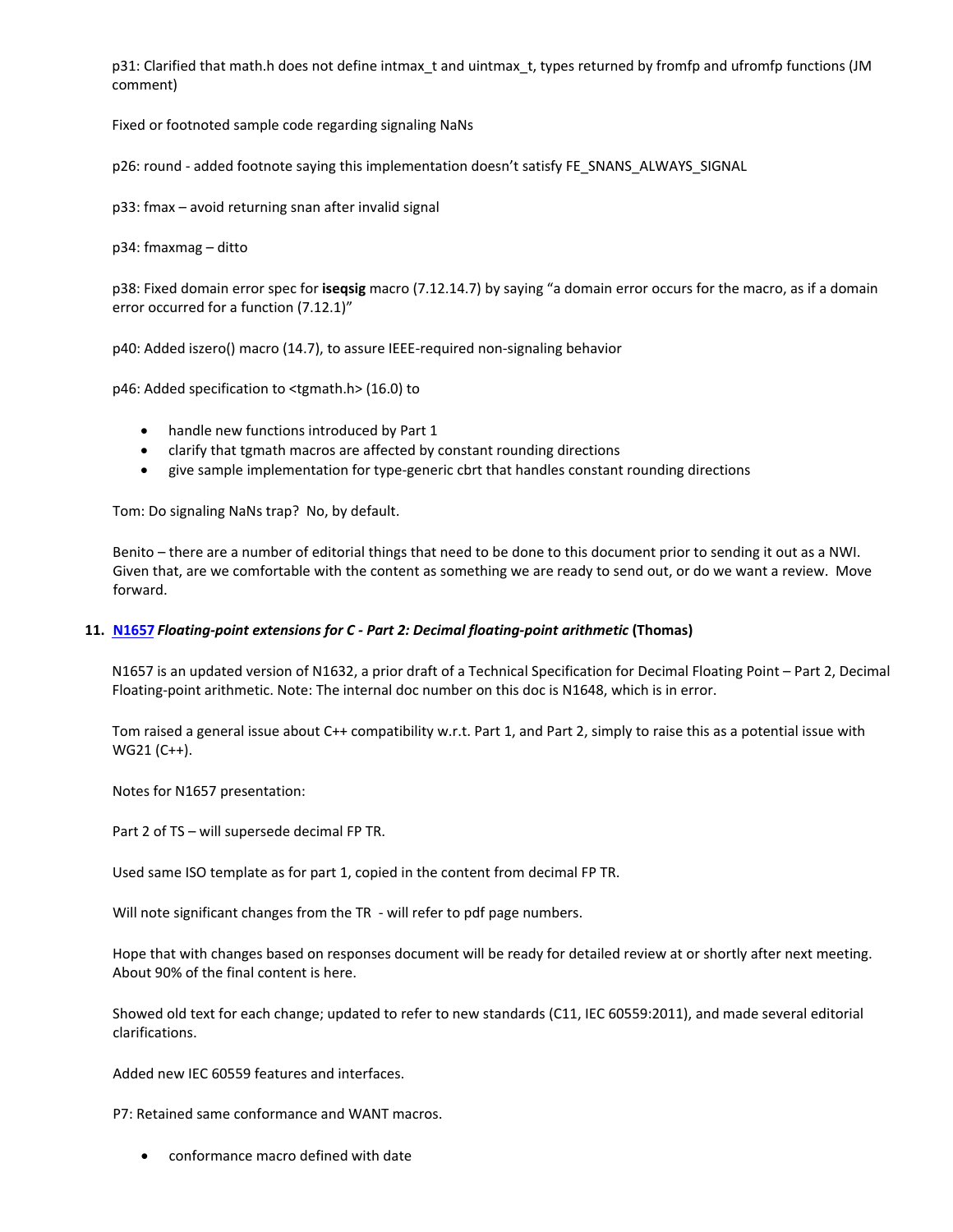p31: Clarified that math.h does not define intmax_t and uintmax_t, types returned by fromfp and ufromfp functions (JM comment)

Fixed or footnoted sample code regarding signaling NaNs

p26: round - added footnote saying this implementation doesn't satisfy FE_SNANS_ALWAYS_SIGNAL

p33: fmax – avoid returning snan after invalid signal

p34: fmaxmag – ditto

p38: Fixed domain error spec for **iseqsig** macro (7.12.14.7) by saying "a domain error occurs for the macro, as if a domain error occurred for a function (7.12.1)"

p40: Added iszero() macro (14.7), to assure IEEE-required non-signaling behavior

p46: Added specification to <tgmath.h> (16.0) to

- handle new functions introduced by Part 1
- clarify that tgmath macros are affected by constant rounding directions
- give sample implementation for type-generic cbrt that handles constant rounding directions

Tom: Do signaling NaNs trap? No, by default.

Benito – there are a number of editorial things that need to be done to this document prior to sending it out as a NWI. Given that, are we comfortable with the content as something we are ready to send out, or do we want a review. Move forward.

**11. N1657 *Floating-point extensions for C - Part 2: Decimal floating-point arithmetic* (Thomas)**

N1657 is an updated version of N1632, a prior draft of a Technical Specification for Decimal Floating Point – Part 2, Decimal Floating-point arithmetic. Note: The internal doc number on this doc is N1648, which is in error.

Tom raised a general issue about C++ compatibility w.r.t. Part 1, and Part 2, simply to raise this as a potential issue with WG21 (C++).

Notes for N1657 presentation:

Part 2 of TS – will supersede decimal FP TR.

Used same ISO template as for part 1, copied in the content from decimal FP TR.

Will note significant changes from the TR - will refer to pdf page numbers.

Hope that with changes based on responses document will be ready for detailed review at or shortly after next meeting. About 90% of the final content is here.

Showed old text for each change; updated to refer to new standards (C11, IEC 60559:2011), and made several editorial clarifications.

Added new IEC 60559 features and interfaces.

P7: Retained same conformance and WANT macros.

- conformance macro defined with date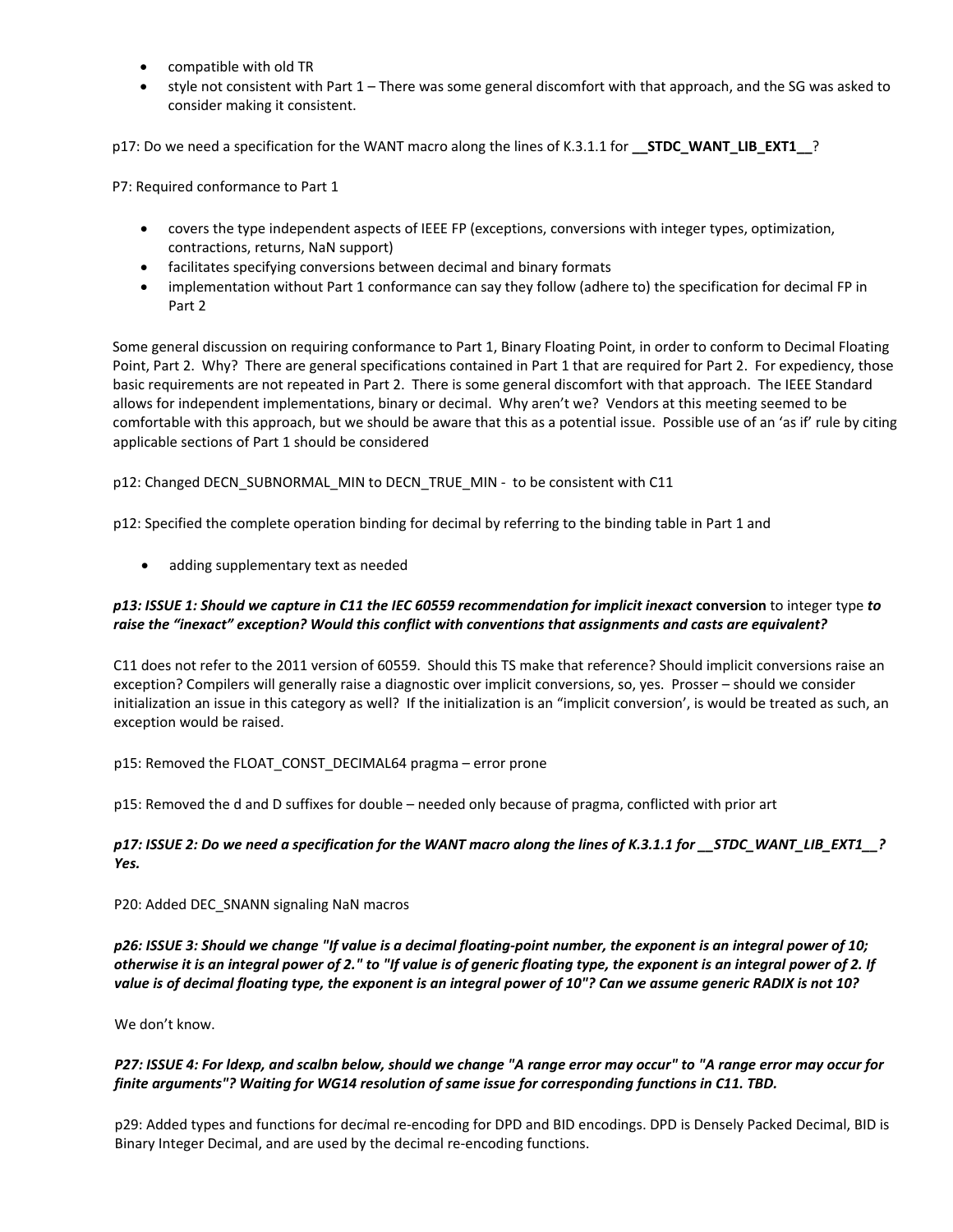- compatible with old TR
- style not consistent with Part 1 – There was some general discomfort with that approach, and the SG was asked to consider making it consistent.

p17: Do we need a specification for the WANT macro along the lines of K.3.1.1 for **__STDC_WANT_LIB_EXT1__**?

P7: Required conformance to Part 1

- covers the type independent aspects of IEEE FP (exceptions, conversions with integer types, optimization, contractions, returns, NaN support)
- facilitates specifying conversions between decimal and binary formats
- implementation without Part 1 conformance can say they follow (adhere to) the specification for decimal FP in Part 2

Some general discussion on requiring conformance to Part 1, Binary Floating Point, in order to conform to Decimal Floating Point, Part 2. Why? There are general specifications contained in Part 1 that are required for Part 2. For expediency, those basic requirements are not repeated in Part 2. There is some general discomfort with that approach. The IEEE Standard allows for independent implementations, binary or decimal. Why aren't we? Vendors at this meeting seemed to be comfortable with this approach, but we should be aware that this as a potential issue. Possible use of an 'as if' rule by citing applicable sections of Part 1 should be considered

p12: Changed DECN_SUBNORMAL_MIN to DECN_TRUE_MIN - to be consistent with C11

p12: Specified the complete operation binding for decimal by referring to the binding table in Part 1 and

- adding supplementary text as needed

***p13: ISSUE 1: Should we capture in C11 the IEC 60559 recommendation for implicit inexact* conversion *to integer type to raise the "inexact" exception? Would this conflict with conventions that assignments and casts are equivalent?***

C11 does not refer to the 2011 version of 60559. Should this TS make that reference? Should implicit conversions raise an exception? Compilers will generally raise a diagnostic over implicit conversions, so, yes. Prosser – should we consider initialization an issue in this category as well? If the initialization is an "implicit conversion', is would be treated as such, an exception would be raised.

p15: Removed the FLOAT_CONST_DECIMAL64 pragma – error prone

p15: Removed the d and D suffixes for double – needed only because of pragma, conflicted with prior art

***p17: ISSUE 2: Do we need a specification for the WANT macro along the lines of K.3.1.1 for __STDC_WANT_LIB_EXT1__? Yes.***

P20: Added DEC_SNANN signaling NaN macros

***p26: ISSUE 3: Should we change "If value is a decimal floating-point number, the exponent is an integral power of 10; otherwise it is an integral power of 2." to "If value is of generic floating type, the exponent is an integral power of 2. If value is of decimal floating type, the exponent is an integral power of 10"? Can we assume generic RADIX is not 10?***

We don't know.

***P27: ISSUE 4: For ldexp, and scalbn below, should we change "A range error may occur" to "A range error may occur for finite arguments"? Waiting for WG14 resolution of same issue for corresponding functions in C11. TBD.***

p29: Added types and functions for dec*i*mal re-encoding for DPD and BID encodings. DPD is Densely Packed Decimal, BID is Binary Integer Decimal, and are used by the decimal re-encoding functions.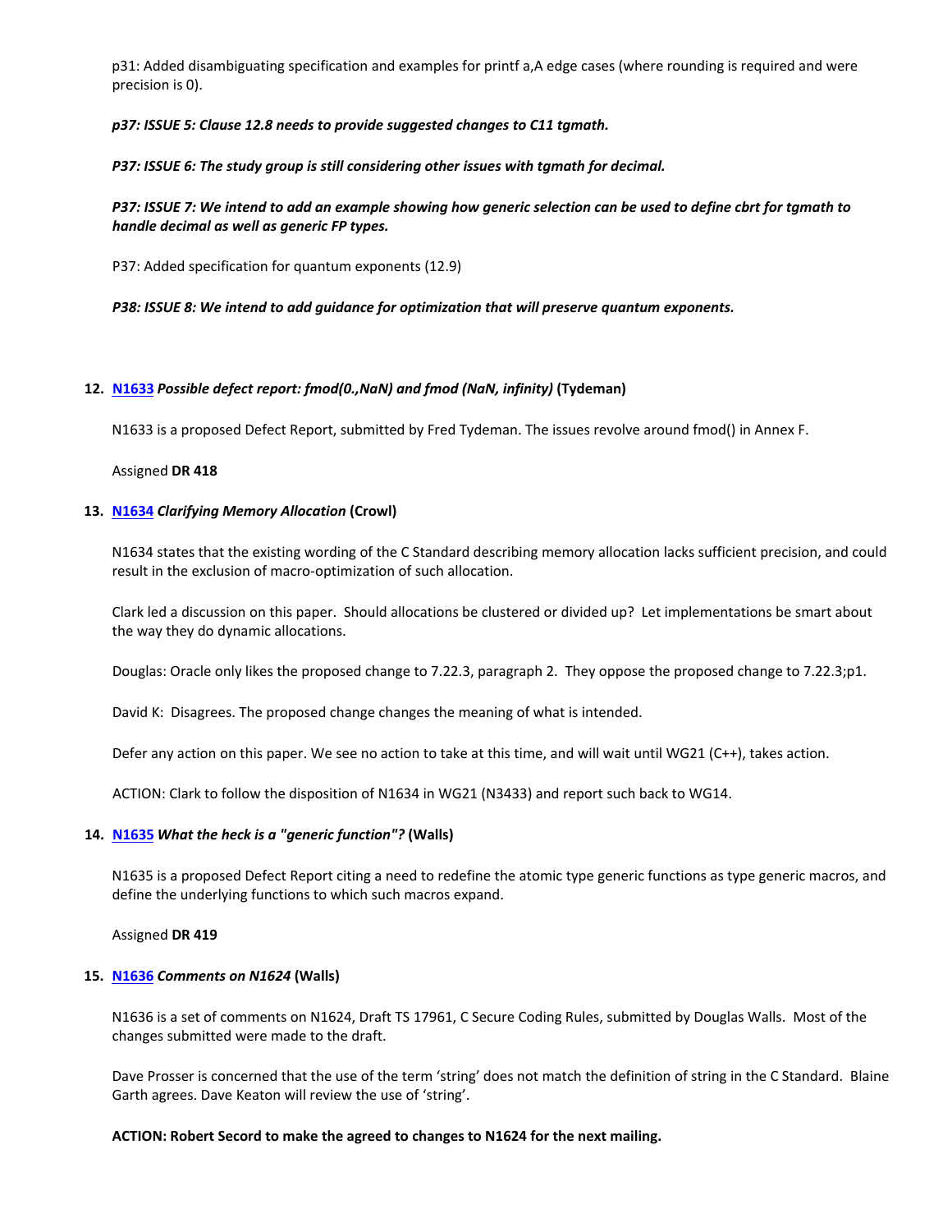p31: Added disambiguating specification and examples for printf a,A edge cases (where rounding is required and were precision is 0).

***p37: ISSUE 5: Clause 12.8 needs to provide suggested changes to C11 tgmath.***

***P37: ISSUE 6: The study group is still considering other issues with tgmath for decimal.***

***P37: ISSUE 7: We intend to add an example showing how generic selection can be used to define cbrt for tgmath to handle decimal as well as generic FP types.***

P37: Added specification for quantum exponents (12.9)

***P38: ISSUE 8: We intend to add guidance for optimization that will preserve quantum exponents.***

**12. N1633 *Possible defect report: fmod(0.,NaN) and fmod (NaN, infinity)* (Tydeman)**

N1633 is a proposed Defect Report, submitted by Fred Tydeman. The issues revolve around fmod() in Annex F.

Assigned **DR 418**

**13. N1634 *Clarifying Memory Allocation* (Crowl)**

N1634 states that the existing wording of the C Standard describing memory allocation lacks sufficient precision, and could result in the exclusion of macro-optimization of such allocation.

Clark led a discussion on this paper. Should allocations be clustered or divided up? Let implementations be smart about the way they do dynamic allocations.

Douglas: Oracle only likes the proposed change to 7.22.3, paragraph 2. They oppose the proposed change to 7.22.3;p1.

David K: Disagrees. The proposed change changes the meaning of what is intended.

Defer any action on this paper. We see no action to take at this time, and will wait until WG21 (C++), takes action.

ACTION: Clark to follow the disposition of N1634 in WG21 (N3433) and report such back to WG14.

**14. N1635 *What the heck is a "generic function"?* (Walls)**

N1635 is a proposed Defect Report citing a need to redefine the atomic type generic functions as type generic macros, and define the underlying functions to which such macros expand.

Assigned **DR 419**

**15. N1636 *Comments on N1624* (Walls)**

N1636 is a set of comments on N1624, Draft TS 17961, C Secure Coding Rules, submitted by Douglas Walls. Most of the changes submitted were made to the draft.

Dave Prosser is concerned that the use of the term 'string' does not match the definition of string in the C Standard. Blaine Garth agrees. Dave Keaton will review the use of 'string'.

**ACTION: Robert Secord to make the agreed to changes to N1624 for the next mailing.**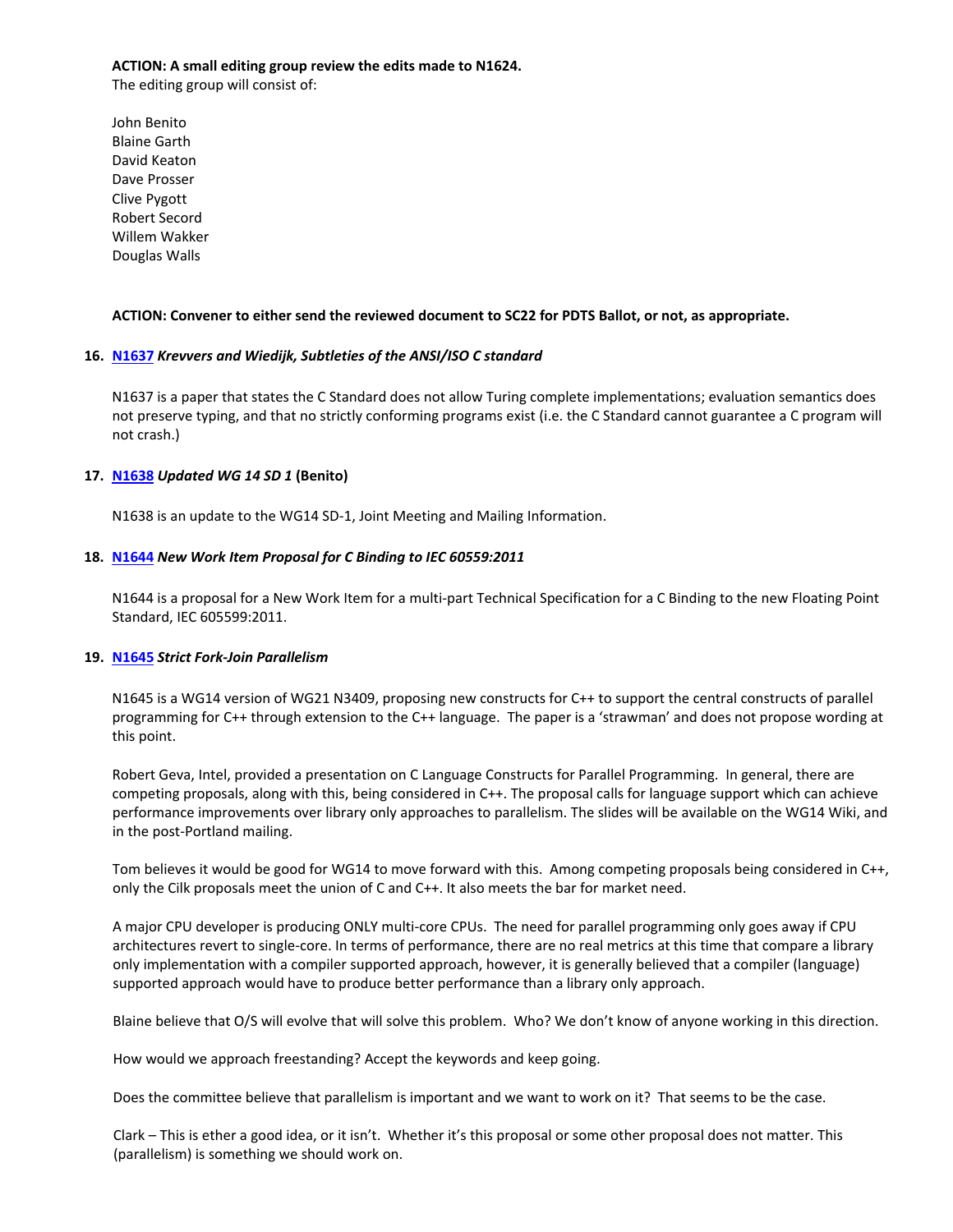**ACTION: A small editing group review the edits made to N1624.**
The editing group will consist of:

John Benito
Blaine Garth
David Keaton
Dave Prosser
Clive Pygott
Robert Secord
Willem Wakker
Douglas Walls

**ACTION: Convener to either send the reviewed document to SC22 for PDTS Ballot, or not, as appropriate.**

**16. [N1637](N1637) *Krevvers and Wiedijk, Subtleties of the ANSI/ISO C standard***

N1637 is a paper that states the C Standard does not allow Turing complete implementations; evaluation semantics does not preserve typing, and that no strictly conforming programs exist (i.e. the C Standard cannot guarantee a C program will not crash.)

**17. [N1638](N1638) *Updated WG 14 SD 1* (Benito)**

N1638 is an update to the WG14 SD-1, Joint Meeting and Mailing Information.

**18. [N1644](N1644) *New Work Item Proposal for C Binding to IEC 60559:2011***

N1644 is a proposal for a New Work Item for a multi-part Technical Specification for a C Binding to the new Floating Point Standard, IEC 605599:2011.

**19. [N1645](N1645) *Strict Fork-Join Parallelism***

N1645 is a WG14 version of WG21 N3409, proposing new constructs for C++ to support the central constructs of parallel programming for C++ through extension to the C++ language. The paper is a 'strawman' and does not propose wording at this point.

Robert Geva, Intel, provided a presentation on C Language Constructs for Parallel Programming. In general, there are competing proposals, along with this, being considered in C++. The proposal calls for language support which can achieve performance improvements over library only approaches to parallelism. The slides will be available on the WG14 Wiki, and in the post-Portland mailing.

Tom believes it would be good for WG14 to move forward with this. Among competing proposals being considered in C++, only the Cilk proposals meet the union of C and C++. It also meets the bar for market need.

A major CPU developer is producing ONLY multi-core CPUs. The need for parallel programming only goes away if CPU architectures revert to single-core. In terms of performance, there are no real metrics at this time that compare a library only implementation with a compiler supported approach, however, it is generally believed that a compiler (language) supported approach would have to produce better performance than a library only approach.

Blaine believe that O/S will evolve that will solve this problem. Who? We don't know of anyone working in this direction.

How would we approach freestanding? Accept the keywords and keep going.

Does the committee believe that parallelism is important and we want to work on it? That seems to be the case.

Clark – This is ether a good idea, or it isn't. Whether it's this proposal or some other proposal does not matter. This (parallelism) is something we should work on.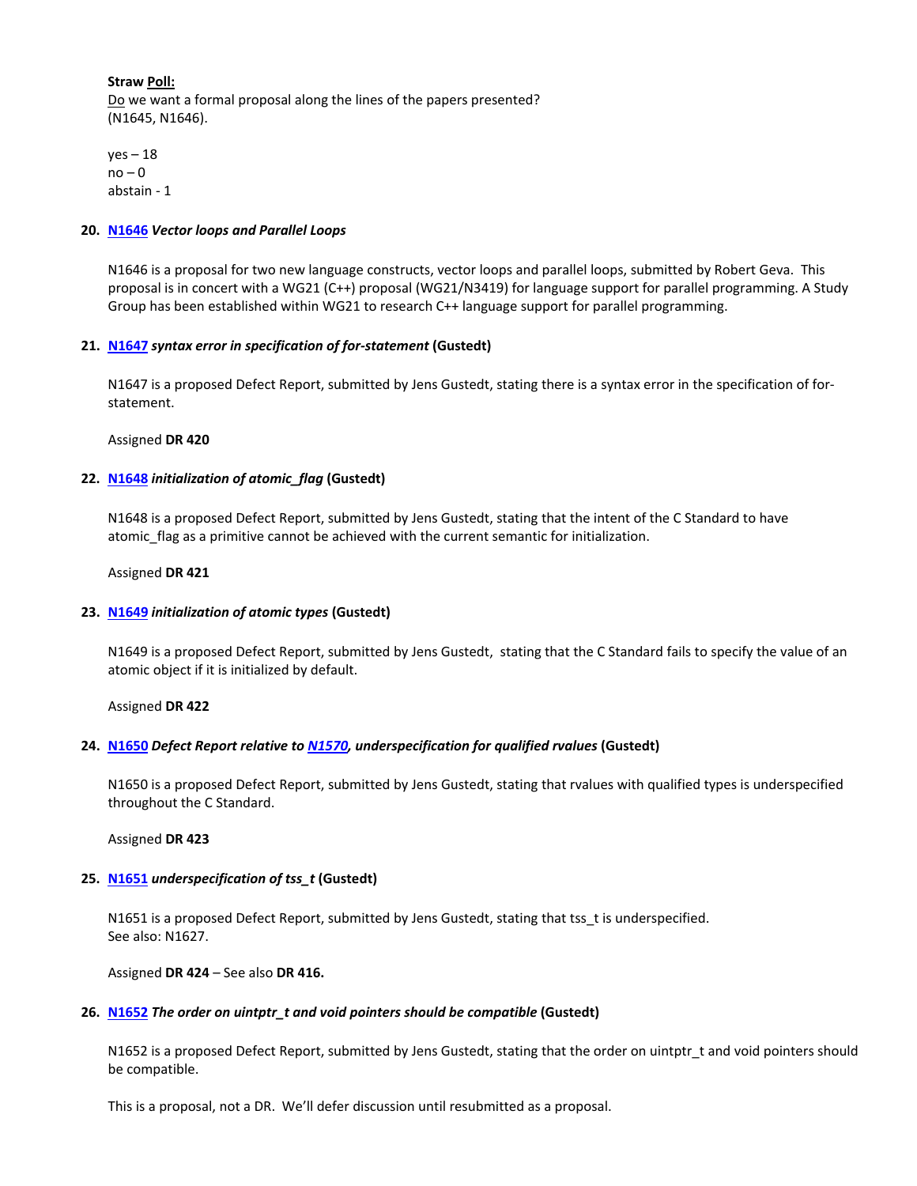**Straw Poll:**
Do we want a formal proposal along the lines of the papers presented? (N1645, N1646).

yes – 18
no – 0
abstain - 1

**20. N1646 *Vector loops and Parallel Loops***

N1646 is a proposal for two new language constructs, vector loops and parallel loops, submitted by Robert Geva. This proposal is in concert with a WG21 (C++) proposal (WG21/N3419) for language support for parallel programming. A Study Group has been established within WG21 to research C++ language support for parallel programming.

**21. N1647 *syntax error in specification of for-statement* (Gustedt)**

N1647 is a proposed Defect Report, submitted by Jens Gustedt, stating there is a syntax error in the specification of for-statement.

Assigned **DR 420**

**22. N1648 *initialization of atomic_flag* (Gustedt)**

N1648 is a proposed Defect Report, submitted by Jens Gustedt, stating that the intent of the C Standard to have atomic_flag as a primitive cannot be achieved with the current semantic for initialization.

Assigned **DR 421**

**23. N1649 *initialization of atomic types* (Gustedt)**

N1649 is a proposed Defect Report, submitted by Jens Gustedt, stating that the C Standard fails to specify the value of an atomic object if it is initialized by default.

Assigned **DR 422**

**24. N1650 *Defect Report relative to N1570, underspecification for qualified rvalues* (Gustedt)**

N1650 is a proposed Defect Report, submitted by Jens Gustedt, stating that rvalues with qualified types is underspecified throughout the C Standard.

Assigned **DR 423**

**25. N1651 *underspecification of tss_t* (Gustedt)**

N1651 is a proposed Defect Report, submitted by Jens Gustedt, stating that tss_t is underspecified.
See also: N1627.

Assigned **DR 424** – See also **DR 416.**

**26. N1652 *The order on uintptr_t and void pointers should be compatible* (Gustedt)**

N1652 is a proposed Defect Report, submitted by Jens Gustedt, stating that the order on uintptr_t and void pointers should be compatible.

This is a proposal, not a DR. We'll defer discussion until resubmitted as a proposal.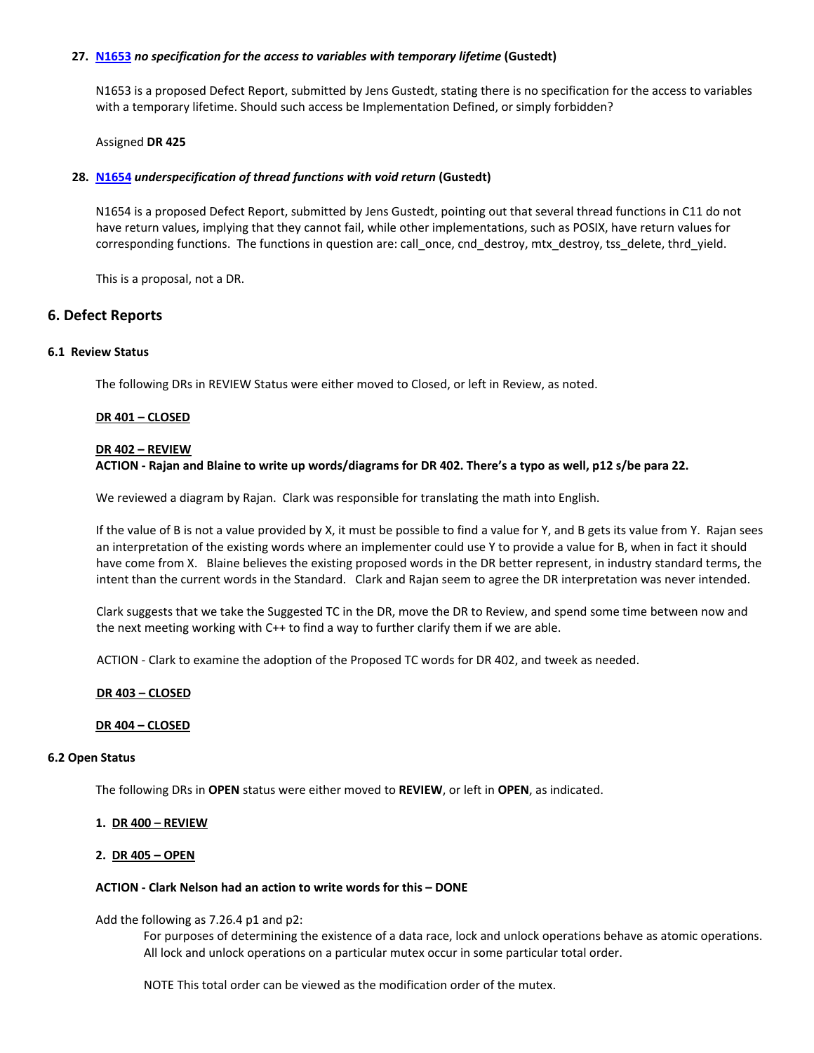**27. [N1653](N1653) *no specification for the access to variables with temporary lifetime* (Gustedt)**

N1653 is a proposed Defect Report, submitted by Jens Gustedt, stating there is no specification for the access to variables with a temporary lifetime. Should such access be Implementation Defined, or simply forbidden?

Assigned **DR 425**

**28. [N1654](N1654) *underspecification of thread functions with void return* (Gustedt)**

N1654 is a proposed Defect Report, submitted by Jens Gustedt, pointing out that several thread functions in C11 do not have return values, implying that they cannot fail, while other implementations, such as POSIX, have return values for corresponding functions. The functions in question are: call_once, cnd_destroy, mtx_destroy, tss_delete, thrd_yield.

This is a proposal, not a DR.

## 6. Defect Reports

### 6.1 Review Status

The following DRs in REVIEW Status were either moved to Closed, or left in Review, as noted.

**DR 401 – CLOSED**

**DR 402 – REVIEW**

**ACTION - Rajan and Blaine to write up words/diagrams for DR 402. There's a typo as well, p12 s/be para 22.**

We reviewed a diagram by Rajan. Clark was responsible for translating the math into English.

If the value of B is not a value provided by X, it must be possible to find a value for Y, and B gets its value from Y. Rajan sees an interpretation of the existing words where an implementer could use Y to provide a value for B, when in fact it should have come from X. Blaine believes the existing proposed words in the DR better represent, in industry standard terms, the intent than the current words in the Standard. Clark and Rajan seem to agree the DR interpretation was never intended.

Clark suggests that we take the Suggested TC in the DR, move the DR to Review, and spend some time between now and the next meeting working with C++ to find a way to further clarify them if we are able.

ACTION - Clark to examine the adoption of the Proposed TC words for DR 402, and tweek as needed.

**DR 403 – CLOSED**

**DR 404 – CLOSED**

### 6.2 Open Status

The following DRs in **OPEN** status were either moved to **REVIEW**, or left in **OPEN**, as indicated.

1. **DR 400 – REVIEW**

2. **DR 405 – OPEN**

**ACTION - Clark Nelson had an action to write words for this – DONE**

Add the following as 7.26.4 p1 and p2:

> For purposes of determining the existence of a data race, lock and unlock operations behave as atomic operations. All lock and unlock operations on a particular mutex occur in some particular total order.
>
> NOTE This total order can be viewed as the modification order of the mutex.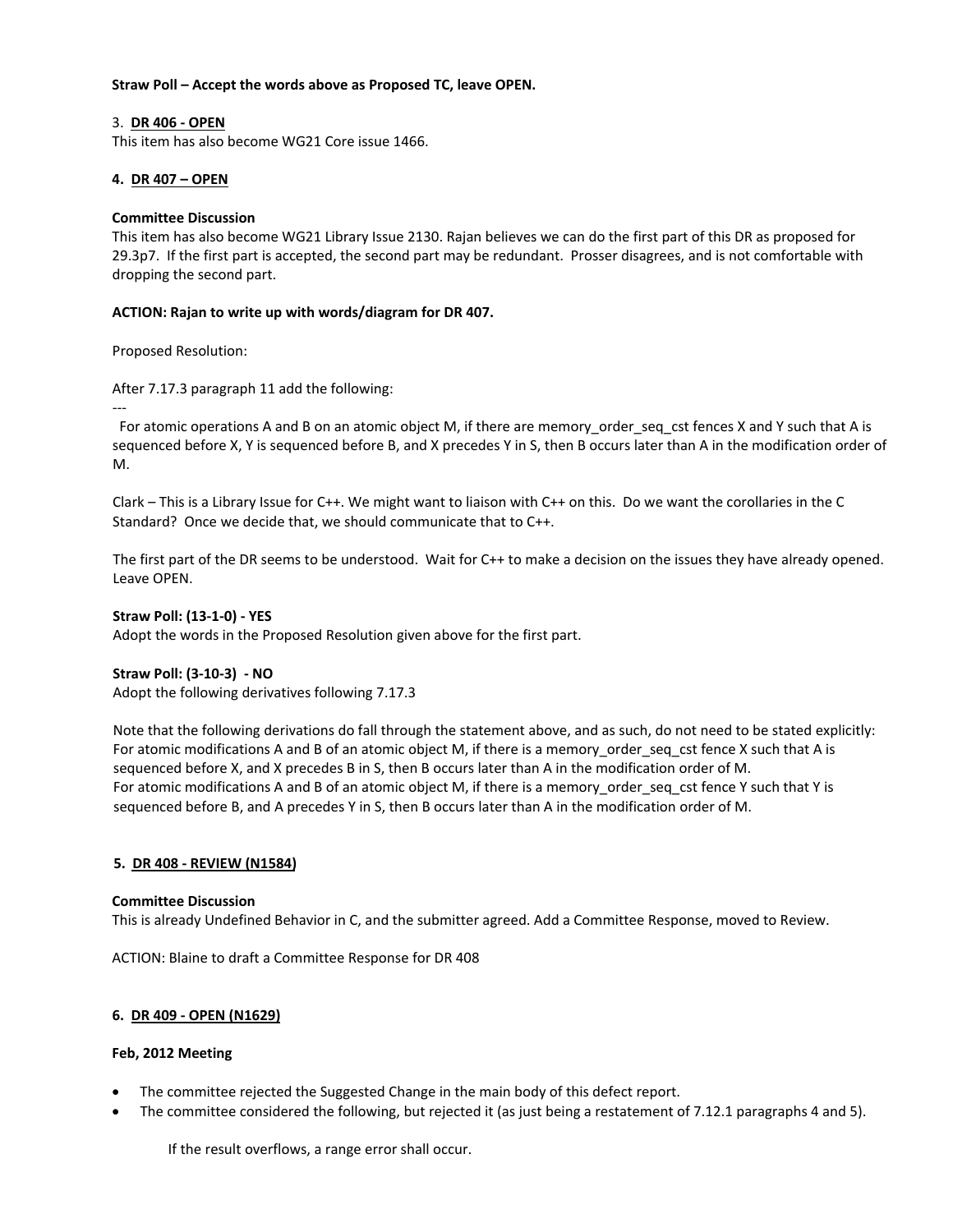**Straw Poll – Accept the words above as Proposed TC, leave OPEN.**

3. **DR 406 - OPEN**

This item has also become WG21 Core issue 1466.

**4. DR 407 – OPEN**

**Committee Discussion**

This item has also become WG21 Library Issue 2130. Rajan believes we can do the first part of this DR as proposed for 29.3p7. If the first part is accepted, the second part may be redundant. Prosser disagrees, and is not comfortable with dropping the second part.

**ACTION: Rajan to write up with words/diagram for DR 407.**

Proposed Resolution:

After 7.17.3 paragraph 11 add the following:

---

For atomic operations A and B on an atomic object M, if there are memory_order_seq_cst fences X and Y such that A is sequenced before X, Y is sequenced before B, and X precedes Y in S, then B occurs later than A in the modification order of M.

Clark – This is a Library Issue for C++. We might want to liaison with C++ on this. Do we want the corollaries in the C Standard? Once we decide that, we should communicate that to C++.

The first part of the DR seems to be understood. Wait for C++ to make a decision on the issues they have already opened. Leave OPEN.

**Straw Poll: (13-1-0) - YES**

Adopt the words in the Proposed Resolution given above for the first part.

**Straw Poll: (3-10-3) - NO**

Adopt the following derivatives following 7.17.3

Note that the following derivations do fall through the statement above, and as such, do not need to be stated explicitly:
For atomic modifications A and B of an atomic object M, if there is a memory_order_seq_cst fence X such that A is sequenced before X, and X precedes B in S, then B occurs later than A in the modification order of M.
For atomic modifications A and B of an atomic object M, if there is a memory_order_seq_cst fence Y such that Y is sequenced before B, and A precedes Y in S, then B occurs later than A in the modification order of M.

**5. DR 408 - REVIEW (N1584)**

**Committee Discussion**

This is already Undefined Behavior in C, and the submitter agreed. Add a Committee Response, moved to Review.

ACTION: Blaine to draft a Committee Response for DR 408

**6. DR 409 - OPEN (N1629)**

**Feb, 2012 Meeting**

- The committee rejected the Suggested Change in the main body of this defect report.
- The committee considered the following, but rejected it (as just being a restatement of 7.12.1 paragraphs 4 and 5).

  If the result overflows, a range error shall occur.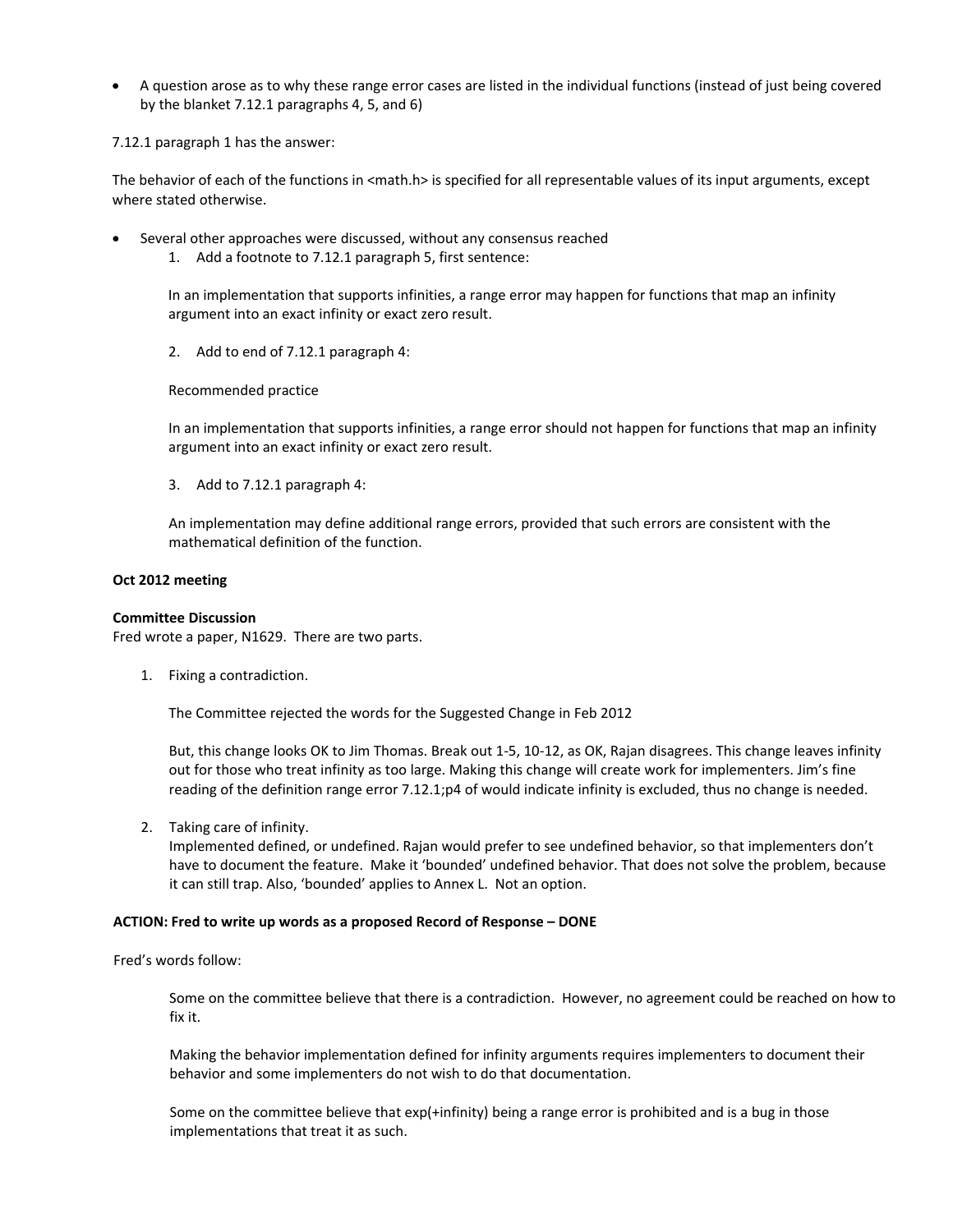- A question arose as to why these range error cases are listed in the individual functions (instead of just being covered by the blanket 7.12.1 paragraphs 4, 5, and 6)

7.12.1 paragraph 1 has the answer:

The behavior of each of the functions in <math.h> is specified for all representable values of its input arguments, except where stated otherwise.

- Several other approaches were discussed, without any consensus reached
    1. Add a footnote to 7.12.1 paragraph 5, first sentence:

       In an implementation that supports infinities, a range error may happen for functions that map an infinity argument into an exact infinity or exact zero result.

    2. Add to end of 7.12.1 paragraph 4:

       Recommended practice

       In an implementation that supports infinities, a range error should not happen for functions that map an infinity argument into an exact infinity or exact zero result.

    3. Add to 7.12.1 paragraph 4:

       An implementation may define additional range errors, provided that such errors are consistent with the mathematical definition of the function.

**Oct 2012 meeting**

**Committee Discussion**
Fred wrote a paper, N1629. There are two parts.

1. Fixing a contradiction.

   The Committee rejected the words for the Suggested Change in Feb 2012

   But, this change looks OK to Jim Thomas. Break out 1-5, 10-12, as OK, Rajan disagrees. This change leaves infinity out for those who treat infinity as too large. Making this change will create work for implementers. Jim's fine reading of the definition range error 7.12.1;p4 of would indicate infinity is excluded, thus no change is needed.

2. Taking care of infinity.
   Implemented defined, or undefined. Rajan would prefer to see undefined behavior, so that implementers don't have to document the feature. Make it 'bounded' undefined behavior. That does not solve the problem, because it can still trap. Also, 'bounded' applies to Annex L. Not an option.

**ACTION: Fred to write up words as a proposed Record of Response – DONE**

Fred's words follow:

> Some on the committee believe that there is a contradiction. However, no agreement could be reached on how to fix it.
>
> Making the behavior implementation defined for infinity arguments requires implementers to document their behavior and some implementers do not wish to do that documentation.
>
> Some on the committee believe that exp(+infinity) being a range error is prohibited and is a bug in those implementations that treat it as such.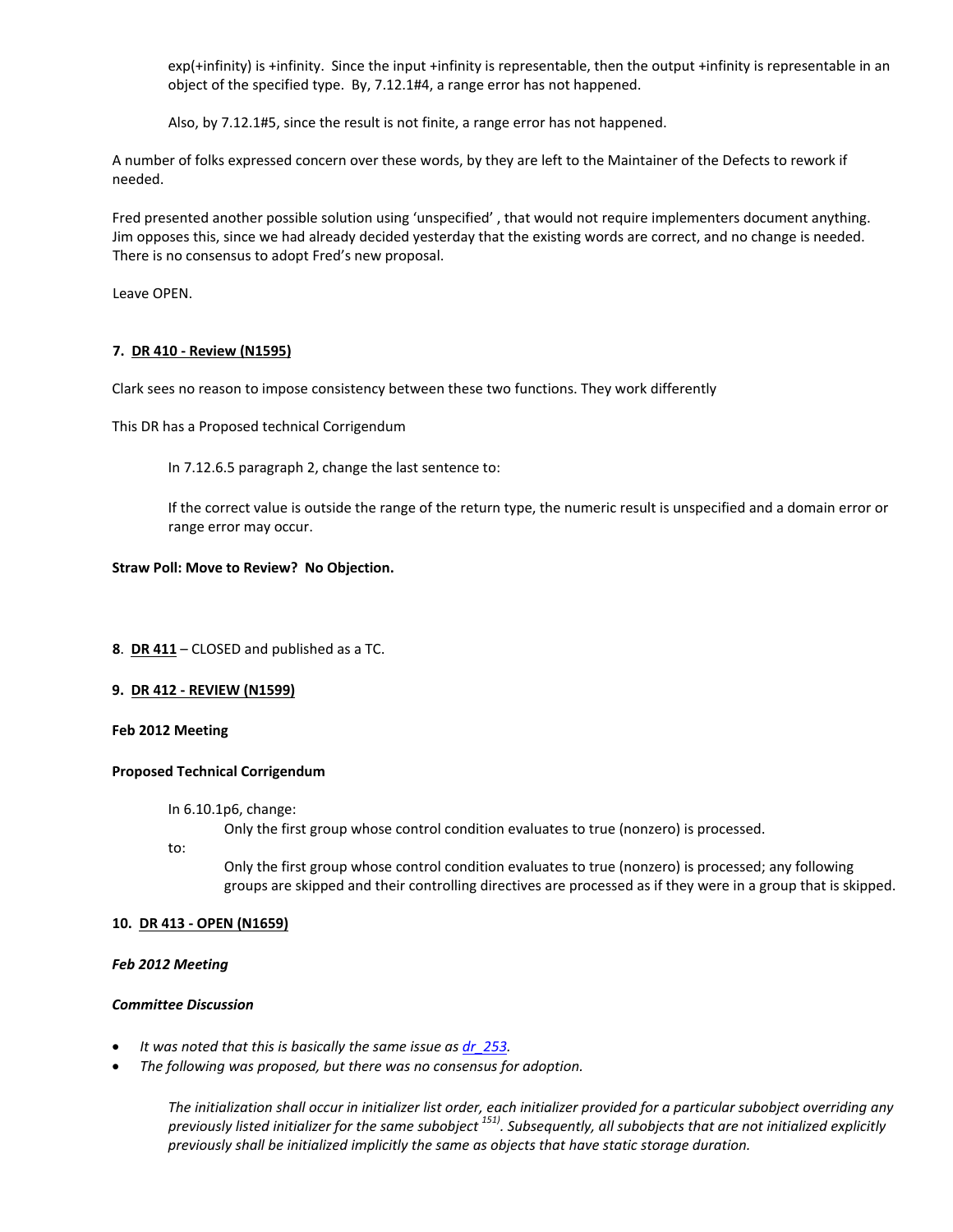exp(+infinity) is +infinity. Since the input +infinity is representable, then the output +infinity is representable in an object of the specified type. By, 7.12.1#4, a range error has not happened.

Also, by 7.12.1#5, since the result is not finite, a range error has not happened.

A number of folks expressed concern over these words, by they are left to the Maintainer of the Defects to rework if needed.

Fred presented another possible solution using 'unspecified' , that would not require implementers document anything. Jim opposes this, since we had already decided yesterday that the existing words are correct, and no change is needed. There is no consensus to adopt Fred's new proposal.

Leave OPEN.

**7. DR 410 - Review (N1595)**

Clark sees no reason to impose consistency between these two functions. They work differently

This DR has a Proposed technical Corrigendum

> In 7.12.6.5 paragraph 2, change the last sentence to:
>
> If the correct value is outside the range of the return type, the numeric result is unspecified and a domain error or range error may occur.

**Straw Poll: Move to Review? No Objection.**

**8**. **DR 411** – CLOSED and published as a TC.

**9. DR 412 - REVIEW (N1599)**

**Feb 2012 Meeting**

**Proposed Technical Corrigendum**

> In 6.10.1p6, change:
>
> > Only the first group whose control condition evaluates to true (nonzero) is processed.
>
> to:
>
> > Only the first group whose control condition evaluates to true (nonzero) is processed; any following groups are skipped and their controlling directives are processed as if they were in a group that is skipped.

**10. DR 413 - OPEN (N1659)**

***Feb 2012 Meeting***

***Committee Discussion***

- *It was noted that this is basically the same issue as dr_253.*
- *The following was proposed, but there was no consensus for adoption.*

> *The initialization shall occur in initializer list order, each initializer provided for a particular subobject overriding any previously listed initializer for the same subobject [151]. Subsequently, all subobjects that are not initialized explicitly previously shall be initialized implicitly the same as objects that have static storage duration.*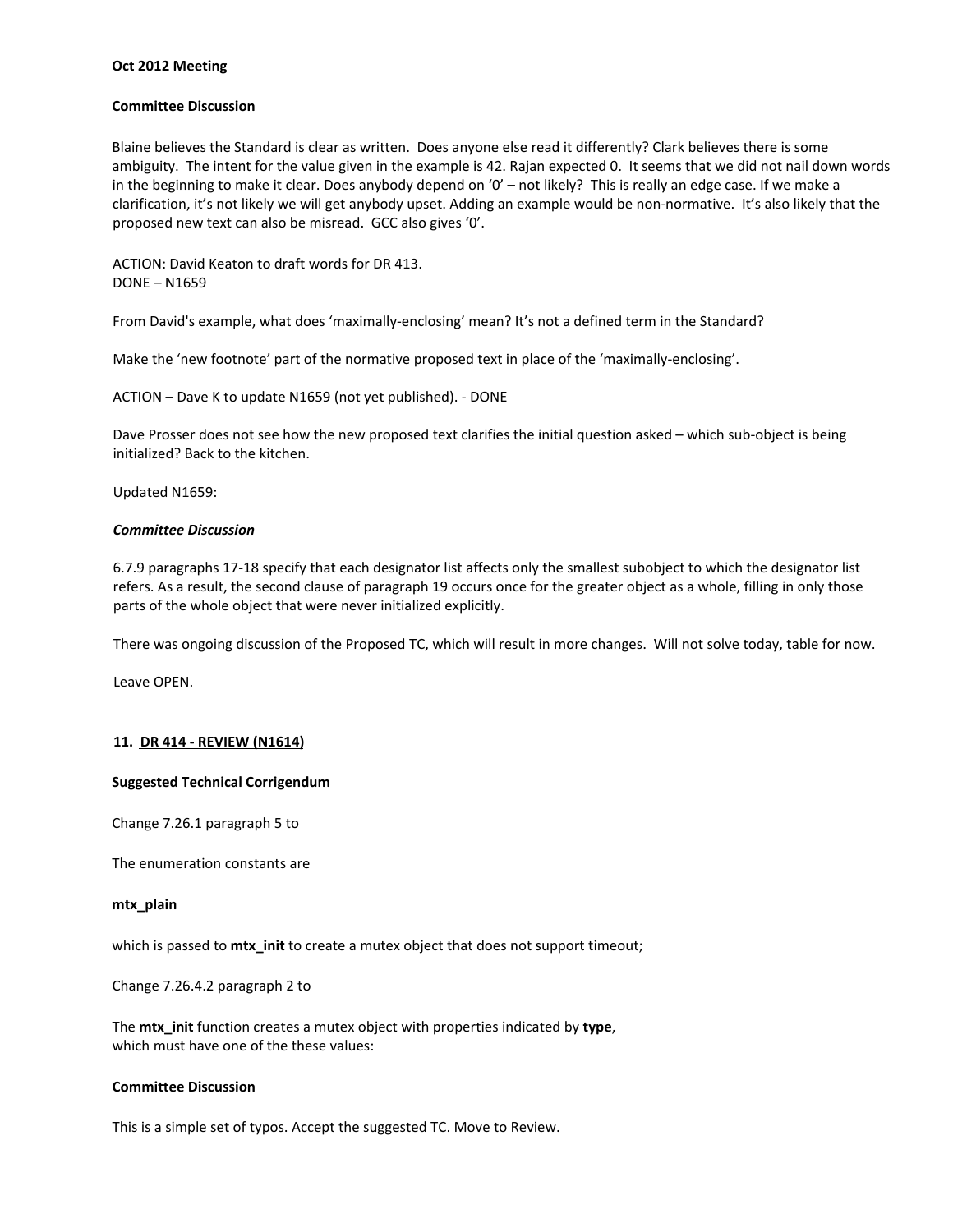**Oct 2012 Meeting**

**Committee Discussion**

Blaine believes the Standard is clear as written. Does anyone else read it differently? Clark believes there is some ambiguity. The intent for the value given in the example is 42. Rajan expected 0. It seems that we did not nail down words in the beginning to make it clear. Does anybody depend on '0' – not likely? This is really an edge case. If we make a clarification, it's not likely we will get anybody upset. Adding an example would be non-normative. It's also likely that the proposed new text can also be misread. GCC also gives '0'.

ACTION: David Keaton to draft words for DR 413.
DONE – N1659

From David's example, what does 'maximally-enclosing' mean? It's not a defined term in the Standard?

Make the 'new footnote' part of the normative proposed text in place of the 'maximally-enclosing'.

ACTION – Dave K to update N1659 (not yet published). - DONE

Dave Prosser does not see how the new proposed text clarifies the initial question asked – which sub-object is being initialized? Back to the kitchen.

Updated N1659:

***Committee Discussion***

6.7.9 paragraphs 17-18 specify that each designator list affects only the smallest subobject to which the designator list refers. As a result, the second clause of paragraph 19 occurs once for the greater object as a whole, filling in only those parts of the whole object that were never initialized explicitly.

There was ongoing discussion of the Proposed TC, which will result in more changes. Will not solve today, table for now.

Leave OPEN.

## 11. DR 414 - REVIEW (N1614)

**Suggested Technical Corrigendum**

Change 7.26.1 paragraph 5 to

The enumeration constants are

**mtx_plain**

which is passed to **mtx_init** to create a mutex object that does not support timeout;

Change 7.26.4.2 paragraph 2 to

The **mtx_init** function creates a mutex object with properties indicated by **type**,
which must have one of the these values:

**Committee Discussion**

This is a simple set of typos. Accept the suggested TC. Move to Review.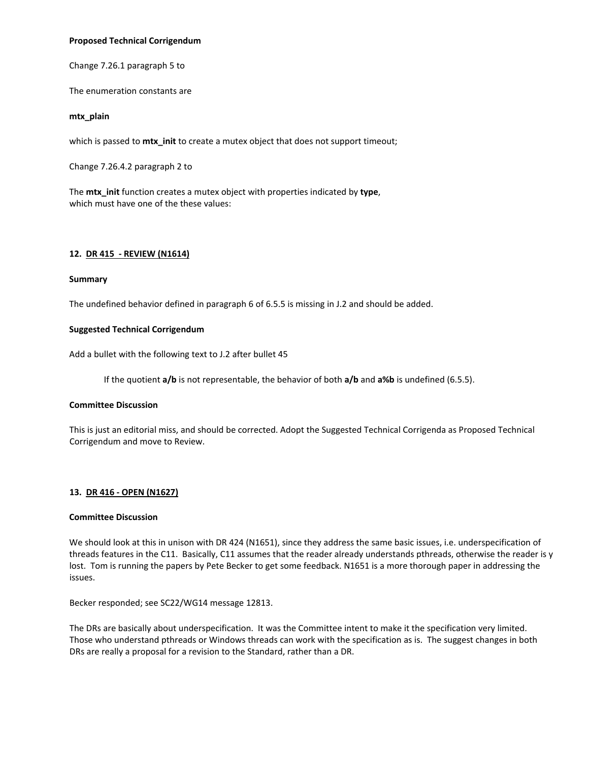**Proposed Technical Corrigendum**

Change 7.26.1 paragraph 5 to

The enumeration constants are

**mtx_plain**

which is passed to **mtx_init** to create a mutex object that does not support timeout;

Change 7.26.4.2 paragraph 2 to

The **mtx_init** function creates a mutex object with properties indicated by **type**, which must have one of the these values:

## 12. DR 415 - REVIEW (N1614)

**Summary**

The undefined behavior defined in paragraph 6 of 6.5.5 is missing in J.2 and should be added.

**Suggested Technical Corrigendum**

Add a bullet with the following text to J.2 after bullet 45

> If the quotient **a/b** is not representable, the behavior of both **a/b** and **a%b** is undefined (6.5.5).

**Committee Discussion**

This is just an editorial miss, and should be corrected. Adopt the Suggested Technical Corrigenda as Proposed Technical Corrigendum and move to Review.

## 13. DR 416 - OPEN (N1627)

**Committee Discussion**

We should look at this in unison with DR 424 (N1651), since they address the same basic issues, i.e. underspecification of threads features in the C11. Basically, C11 assumes that the reader already understands pthreads, otherwise the reader is y lost. Tom is running the papers by Pete Becker to get some feedback. N1651 is a more thorough paper in addressing the issues.

Becker responded; see SC22/WG14 message 12813.

The DRs are basically about underspecification. It was the Committee intent to make it the specification very limited. Those who understand pthreads or Windows threads can work with the specification as is. The suggest changes in both DRs are really a proposal for a revision to the Standard, rather than a DR.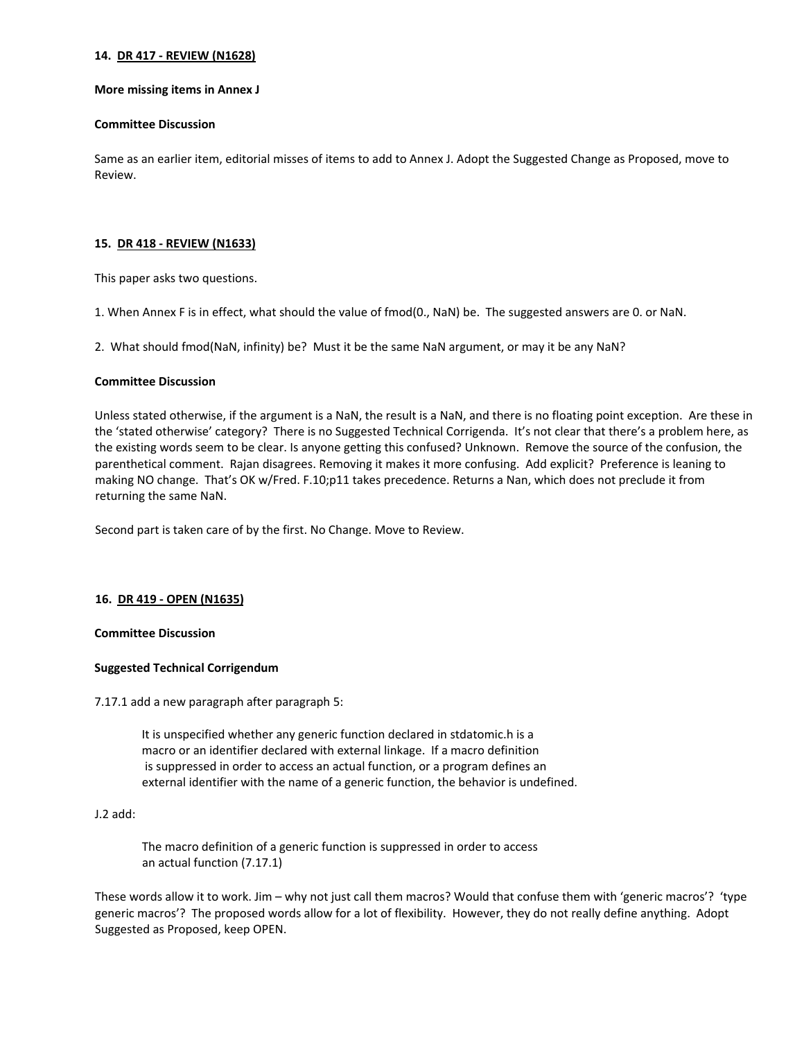**14. DR 417 - REVIEW (N1628)**

**More missing items in Annex J**

**Committee Discussion**

Same as an earlier item, editorial misses of items to add to Annex J. Adopt the Suggested Change as Proposed, move to Review.

**15. DR 418 - REVIEW (N1633)**

This paper asks two questions.

1. When Annex F is in effect, what should the value of fmod(0., NaN) be. The suggested answers are 0. or NaN.

2. What should fmod(NaN, infinity) be? Must it be the same NaN argument, or may it be any NaN?

**Committee Discussion**

Unless stated otherwise, if the argument is a NaN, the result is a NaN, and there is no floating point exception. Are these in the 'stated otherwise' category? There is no Suggested Technical Corrigenda. It's not clear that there's a problem here, as the existing words seem to be clear. Is anyone getting this confused? Unknown. Remove the source of the confusion, the parenthetical comment. Rajan disagrees. Removing it makes it more confusing. Add explicit? Preference is leaning to making NO change. That's OK w/Fred. F.10;p11 takes precedence. Returns a Nan, which does not preclude it from returning the same NaN.

Second part is taken care of by the first. No Change. Move to Review.

**16. DR 419 - OPEN (N1635)**

**Committee Discussion**

**Suggested Technical Corrigendum**

7.17.1 add a new paragraph after paragraph 5:

> It is unspecified whether any generic function declared in stdatomic.h is a macro or an identifier declared with external linkage. If a macro definition is suppressed in order to access an actual function, or a program defines an external identifier with the name of a generic function, the behavior is undefined.

J.2 add:

> The macro definition of a generic function is suppressed in order to access an actual function (7.17.1)

These words allow it to work. Jim – why not just call them macros? Would that confuse them with 'generic macros'? 'type generic macros'? The proposed words allow for a lot of flexibility. However, they do not really define anything. Adopt Suggested as Proposed, keep OPEN.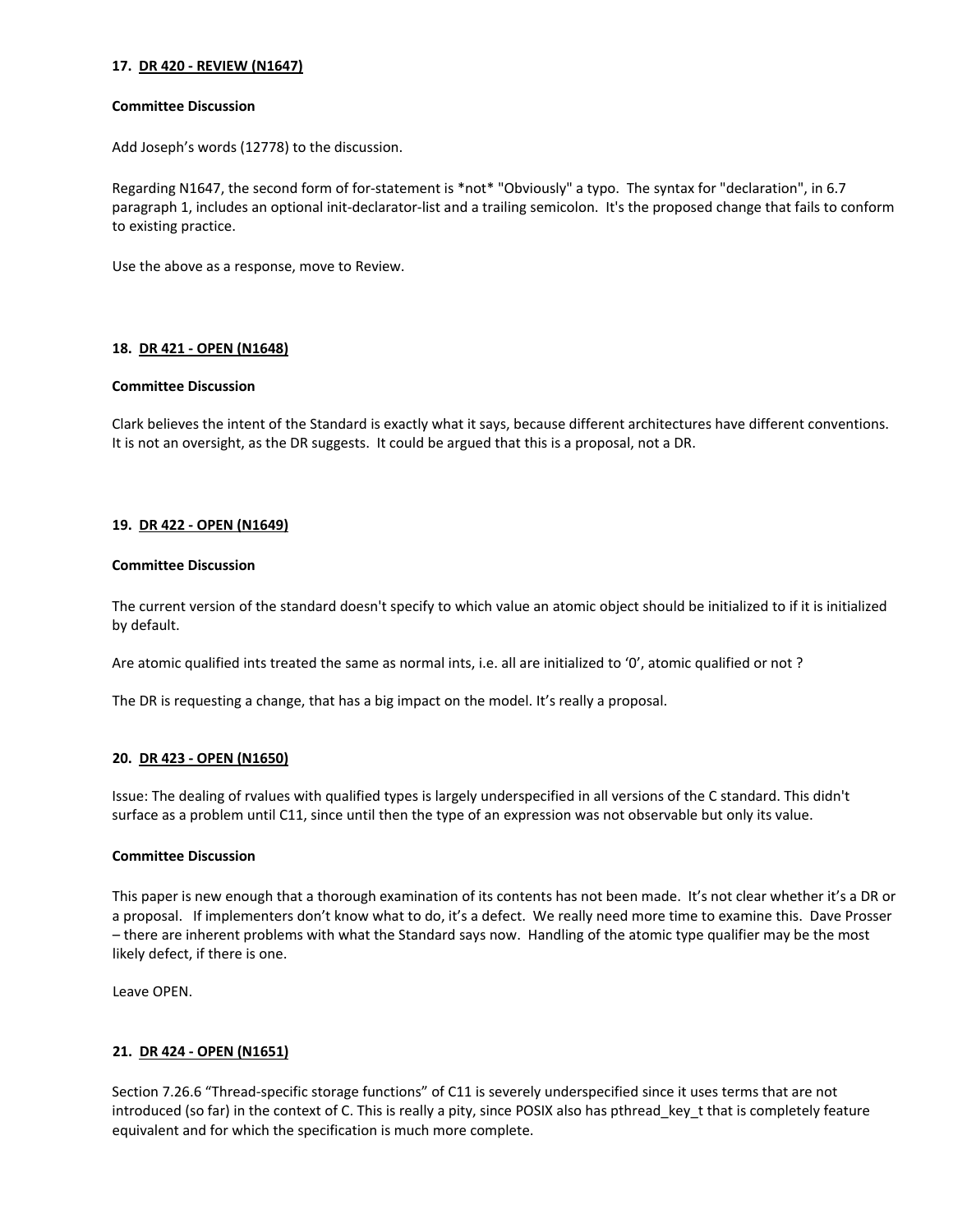**17. DR 420 - REVIEW (N1647)**

**Committee Discussion**

Add Joseph's words (12778) to the discussion.

Regarding N1647, the second form of for-statement is *not* "Obviously" a typo. The syntax for "declaration", in 6.7 paragraph 1, includes an optional init-declarator-list and a trailing semicolon. It's the proposed change that fails to conform to existing practice.

Use the above as a response, move to Review.

**18. DR 421 - OPEN (N1648)**

**Committee Discussion**

Clark believes the intent of the Standard is exactly what it says, because different architectures have different conventions. It is not an oversight, as the DR suggests. It could be argued that this is a proposal, not a DR.

**19. DR 422 - OPEN (N1649)**

**Committee Discussion**

The current version of the standard doesn't specify to which value an atomic object should be initialized to if it is initialized by default.

Are atomic qualified ints treated the same as normal ints, i.e. all are initialized to '0', atomic qualified or not ?

The DR is requesting a change, that has a big impact on the model. It's really a proposal.

**20. DR 423 - OPEN (N1650)**

Issue: The dealing of rvalues with qualified types is largely underspecified in all versions of the C standard. This didn't surface as a problem until C11, since until then the type of an expression was not observable but only its value.

**Committee Discussion**

This paper is new enough that a thorough examination of its contents has not been made. It's not clear whether it's a DR or a proposal. If implementers don't know what to do, it's a defect. We really need more time to examine this. Dave Prosser – there are inherent problems with what the Standard says now. Handling of the atomic type qualifier may be the most likely defect, if there is one.

Leave OPEN.

**21. DR 424 - OPEN (N1651)**

Section 7.26.6 "Thread-specific storage functions" of C11 is severely underspecified since it uses terms that are not introduced (so far) in the context of C. This is really a pity, since POSIX also has pthread_key_t that is completely feature equivalent and for which the specification is much more complete.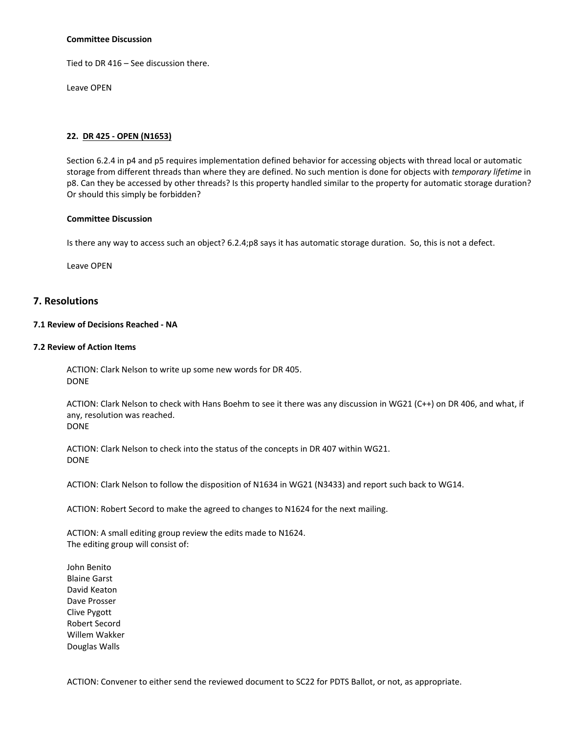**Committee Discussion**

Tied to DR 416 – See discussion there.

Leave OPEN

**22. DR 425 - OPEN (N1653)**

Section 6.2.4 in p4 and p5 requires implementation defined behavior for accessing objects with thread local or automatic storage from different threads than where they are defined. No such mention is done for objects with *temporary lifetime* in p8. Can they be accessed by other threads? Is this property handled similar to the property for automatic storage duration? Or should this simply be forbidden?

**Committee Discussion**

Is there any way to access such an object? 6.2.4;p8 says it has automatic storage duration. So, this is not a defect.

Leave OPEN

## 7. Resolutions

### 7.1 Review of Decisions Reached - NA

### 7.2 Review of Action Items

ACTION: Clark Nelson to write up some new words for DR 405.
DONE

ACTION: Clark Nelson to check with Hans Boehm to see it there was any discussion in WG21 (C++) on DR 406, and what, if any, resolution was reached.
DONE

ACTION: Clark Nelson to check into the status of the concepts in DR 407 within WG21.
DONE

ACTION: Clark Nelson to follow the disposition of N1634 in WG21 (N3433) and report such back to WG14.

ACTION: Robert Secord to make the agreed to changes to N1624 for the next mailing.

ACTION: A small editing group review the edits made to N1624.
The editing group will consist of:

John Benito
Blaine Garst
David Keaton
Dave Prosser
Clive Pygott
Robert Secord
Willem Wakker
Douglas Walls

ACTION: Convener to either send the reviewed document to SC22 for PDTS Ballot, or not, as appropriate.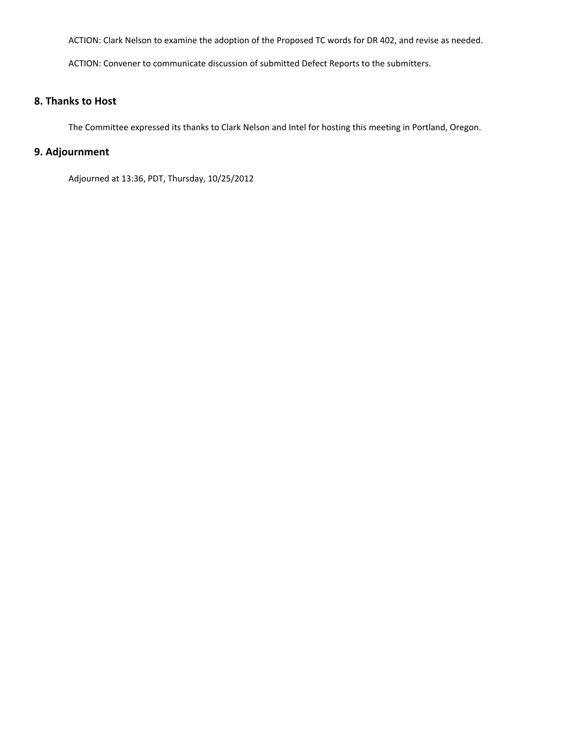ACTION: Clark Nelson to examine the adoption of the Proposed TC words for DR 402, and revise as needed.

ACTION: Convener to communicate discussion of submitted Defect Reports to the submitters.

## 8. Thanks to Host

The Committee expressed its thanks to Clark Nelson and Intel for hosting this meeting in Portland, Oregon.

## 9. Adjournment

Adjourned at 13:36, PDT, Thursday, 10/25/2012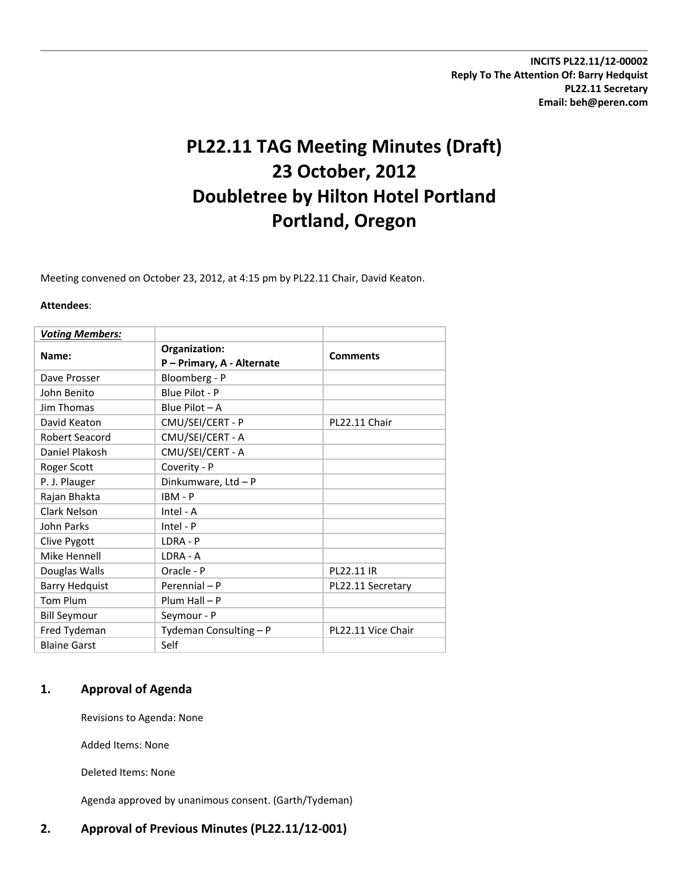**INCITS PL22.11/12-00002**
**Reply To The Attention Of: Barry Hedquist**
**PL22.11 Secretary**
**Email: beh@peren.com**

# PL22.11 TAG Meeting Minutes (Draft)
# 23 October, 2012
# Doubletree by Hilton Hotel Portland
# Portland, Oregon

Meeting convened on October 23, 2012, at 4:15 pm by PL22.11 Chair, David Keaton.

**Attendees**:

| ***Voting Members:*** | | |
|---|---|---|
| **Name:** | **Organization:** **P – Primary, A - Alternate** | **Comments** |
| Dave Prosser | Bloomberg - P | |
| John Benito | Blue Pilot - P | |
| Jim Thomas | Blue Pilot – A | |
| David Keaton | CMU/SEI/CERT - P | PL22.11 Chair |
| Robert Seacord | CMU/SEI/CERT - A | |
| Daniel Plakosh | CMU/SEI/CERT - A | |
| Roger Scott | Coverity - P | |
| P. J. Plauger | Dinkumware, Ltd – P | |
| Rajan Bhakta | IBM - P | |
| Clark Nelson | Intel - A | |
| John Parks | Intel - P | |
| Clive Pygott | LDRA - P | |
| Mike Hennell | LDRA - A | |
| Douglas Walls | Oracle - P | PL22.11 IR |
| Barry Hedquist | Perennial – P | PL22.11 Secretary |
| Tom Plum | Plum Hall – P | |
| Bill Seymour | Seymour - P | |
| Fred Tydeman | Tydeman Consulting – P | PL22.11 Vice Chair |
| Blaine Garst | Self | |

## 1. Approval of Agenda

Revisions to Agenda: None

Added Items: None

Deleted Items: None

Agenda approved by unanimous consent. (Garth/Tydeman)

## 2. Approval of Previous Minutes (PL22.11/12-001)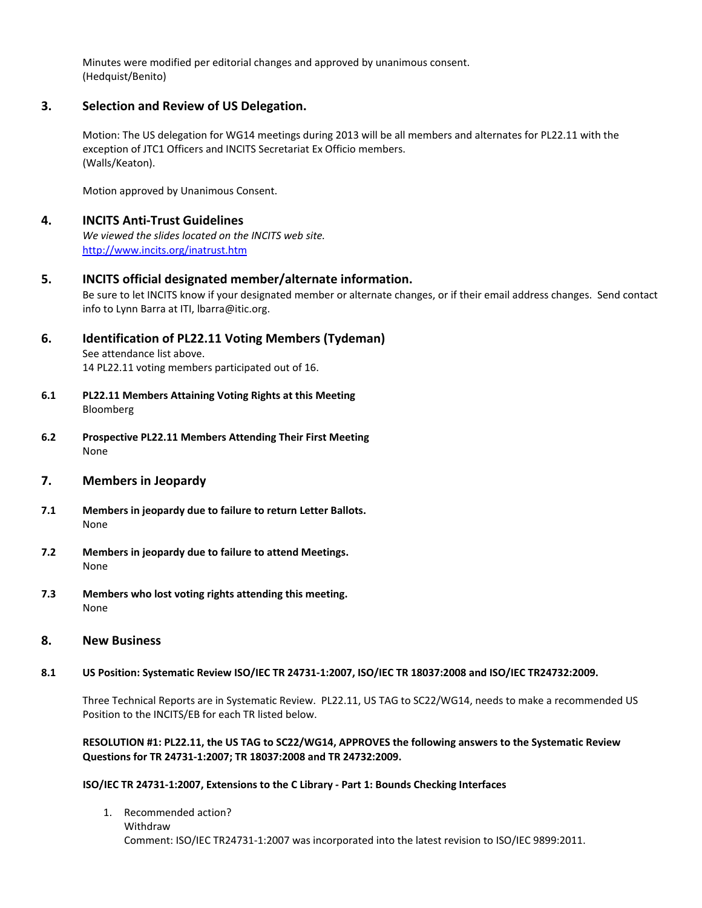Minutes were modified per editorial changes and approved by unanimous consent.
(Hedquist/Benito)

## 3. Selection and Review of US Delegation.

Motion: The US delegation for WG14 meetings during 2013 will be all members and alternates for PL22.11 with the exception of JTC1 Officers and INCITS Secretariat Ex Officio members.
(Walls/Keaton).

Motion approved by Unanimous Consent.

## 4. INCITS Anti-Trust Guidelines

*We viewed the slides located on the INCITS web site.*
http://www.incits.org/inatrust.htm

## 5. INCITS official designated member/alternate information.

Be sure to let INCITS know if your designated member or alternate changes, or if their email address changes. Send contact info to Lynn Barra at ITI, lbarra@itic.org.

## 6. Identification of PL22.11 Voting Members (Tydeman)

See attendance list above.
14 PL22.11 voting members participated out of 16.

### 6.1 PL22.11 Members Attaining Voting Rights at this Meeting

Bloomberg

### 6.2 Prospective PL22.11 Members Attending Their First Meeting

None

## 7. Members in Jeopardy

### 7.1 Members in jeopardy due to failure to return Letter Ballots.

None

### 7.2 Members in jeopardy due to failure to attend Meetings.

None

### 7.3 Members who lost voting rights attending this meeting.

None

## 8. New Business

### 8.1 US Position: Systematic Review ISO/IEC TR 24731-1:2007, ISO/IEC TR 18037:2008 and ISO/IEC TR24732:2009.

Three Technical Reports are in Systematic Review. PL22.11, US TAG to SC22/WG14, needs to make a recommended US Position to the INCITS/EB for each TR listed below.

**RESOLUTION #1: PL22.11, the US TAG to SC22/WG14, APPROVES the following answers to the Systematic Review Questions for TR 24731-1:2007; TR 18037:2008 and TR 24732:2009.**

**ISO/IEC TR 24731-1:2007, Extensions to the C Library - Part 1: Bounds Checking Interfaces**

1. Recommended action?
   Withdraw
   Comment: ISO/IEC TR24731-1:2007 was incorporated into the latest revision to ISO/IEC 9899:2011.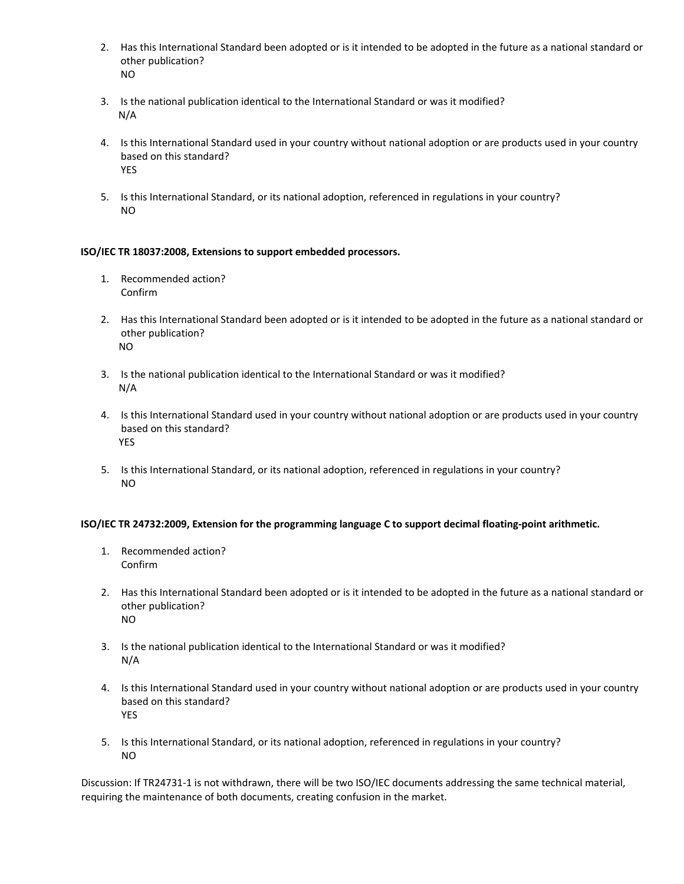2. Has this International Standard been adopted or is it intended to be adopted in the future as a national standard or other publication?
   NO

3. Is the national publication identical to the International Standard or was it modified?
   N/A

4. Is this International Standard used in your country without national adoption or are products used in your country based on this standard?
   YES

5. Is this International Standard, or its national adoption, referenced in regulations in your country?
   NO

**ISO/IEC TR 18037:2008, Extensions to support embedded processors.**

1. Recommended action?
   Confirm

2. Has this International Standard been adopted or is it intended to be adopted in the future as a national standard or other publication?
   NO

3. Is the national publication identical to the International Standard or was it modified?
   N/A

4. Is this International Standard used in your country without national adoption or are products used in your country based on this standard?
   YES

5. Is this International Standard, or its national adoption, referenced in regulations in your country?
   NO

**ISO/IEC TR 24732:2009, Extension for the programming language C to support decimal floating-point arithmetic.**

1. Recommended action?
   Confirm

2. Has this International Standard been adopted or is it intended to be adopted in the future as a national standard or other publication?
   NO

3. Is the national publication identical to the International Standard or was it modified?
   N/A

4. Is this International Standard used in your country without national adoption or are products used in your country based on this standard?
   YES

5. Is this International Standard, or its national adoption, referenced in regulations in your country?
   NO

Discussion: If TR24731-1 is not withdrawn, there will be two ISO/IEC documents addressing the same technical material, requiring the maintenance of both documents, creating confusion in the market.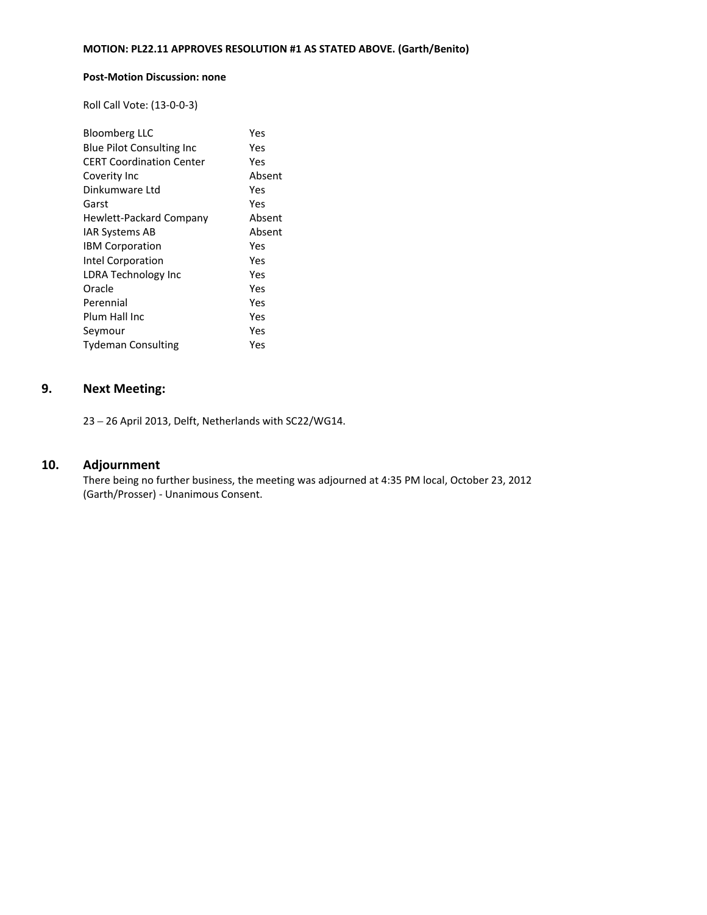**MOTION: PL22.11 APPROVES RESOLUTION #1 AS STATED ABOVE. (Garth/Benito)**

**Post-Motion Discussion: none**

Roll Call Vote: (13-0-0-3)

| | |
|---|---|
| Bloomberg LLC | Yes |
| Blue Pilot Consulting Inc | Yes |
| CERT Coordination Center | Yes |
| Coverity Inc | Absent |
| Dinkumware Ltd | Yes |
| Garst | Yes |
| Hewlett-Packard Company | Absent |
| IAR Systems AB | Absent |
| IBM Corporation | Yes |
| Intel Corporation | Yes |
| LDRA Technology Inc | Yes |
| Oracle | Yes |
| Perennial | Yes |
| Plum Hall Inc | Yes |
| Seymour | Yes |
| Tydeman Consulting | Yes |

## 9. Next Meeting:

23 – 26 April 2013, Delft, Netherlands with SC22/WG14.

## 10. Adjournment

There being no further business, the meeting was adjourned at 4:35 PM local, October 23, 2012 (Garth/Prosser) - Unanimous Consent.